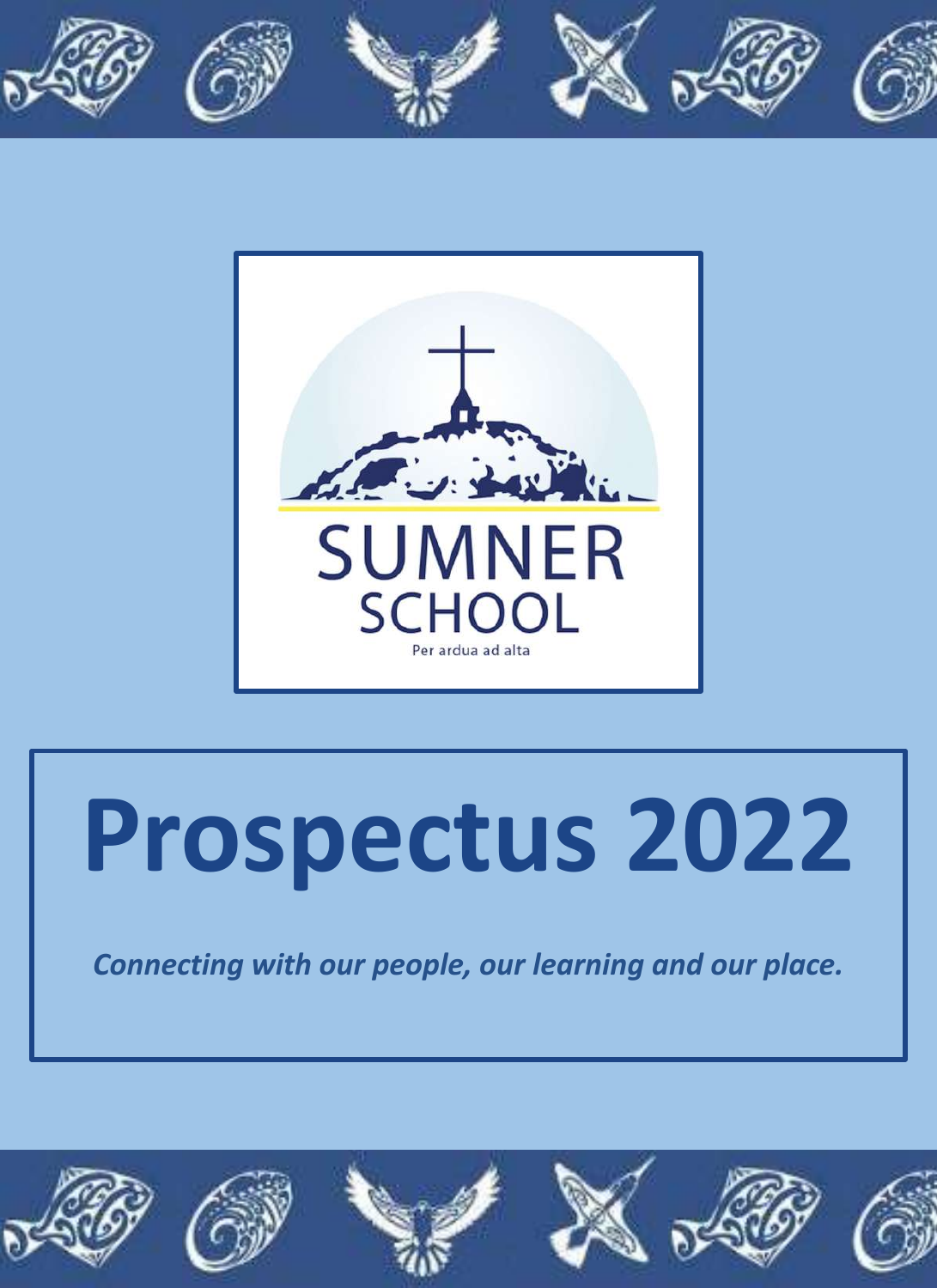SUMNER SCHOOL

Per ardua ad alta

# Prospectus 2022

*Connecting with our people, our learning and our place.*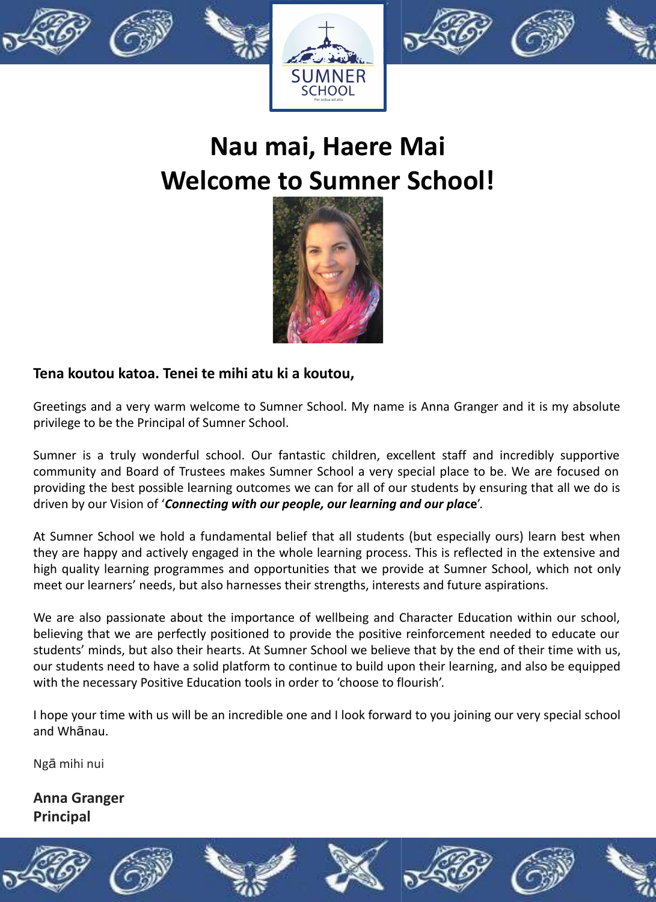# Nau mai, Haere Mai
# Welcome to Sumner School!

**Tena koutou katoa. Tenei te mihi atu ki a koutou,**

Greetings and a very warm welcome to Sumner School. My name is Anna Granger and it is my absolute privilege to be the Principal of Sumner School.

Sumner is a truly wonderful school. Our fantastic children, excellent staff and incredibly supportive community and Board of Trustees makes Sumner School a very special place to be. We are focused on providing the best possible learning outcomes we can for all of our students by ensuring that all we do is driven by our Vision of '***Connecting with our people, our learning and our place***'.

At Sumner School we hold a fundamental belief that all students (but especially ours) learn best when they are happy and actively engaged in the whole learning process. This is reflected in the extensive and high quality learning programmes and opportunities that we provide at Sumner School, which not only meet our learners' needs, but also harnesses their strengths, interests and future aspirations.

We are also passionate about the importance of wellbeing and Character Education within our school, believing that we are perfectly positioned to provide the positive reinforcement needed to educate our students' minds, but also their hearts. At Sumner School we believe that by the end of their time with us, our students need to have a solid platform to continue to build upon their learning, and also be equipped with the necessary Positive Education tools in order to 'choose to flourish'.

I hope your time with us will be an incredible one and I look forward to you joining our very special school and Whānau.

Ngā mihi nui

**Anna Granger**
**Principal**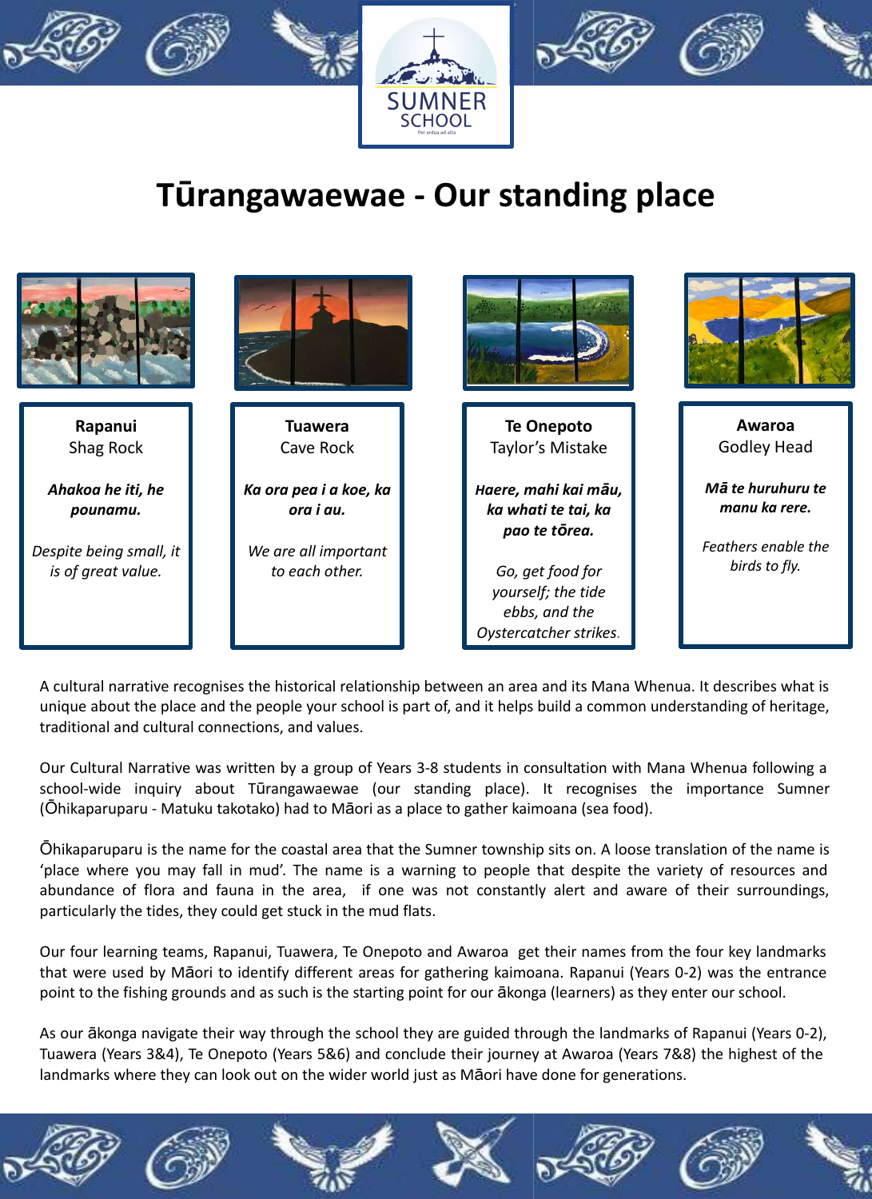SUMNER SCHOOL

Per ardua ad alta

# Tūrangawaewae - Our standing place

**Rapanui**
Shag Rock

***Ahakoa he iti, he pounamu.***

*Despite being small, it is of great value.*

**Tuawera**
Cave Rock

***Ka ora pea i a koe, ka ora i au.***

*We are all important to each other.*

**Te Onepoto**
Taylor's Mistake

***Haere, mahi kai māu, ka whati te tai, ka pao te tōrea.***

*Go, get food for yourself; the tide ebbs, and the Oystercatcher strikes.*

**Awaroa**
Godley Head

***Mā te huruhuru te manu ka rere.***

*Feathers enable the birds to fly.*

A cultural narrative recognises the historical relationship between an area and its Mana Whenua. It describes what is unique about the place and the people your school is part of, and it helps build a common understanding of heritage, traditional and cultural connections, and values.

Our Cultural Narrative was written by a group of Years 3-8 students in consultation with Mana Whenua following a school-wide inquiry about Tūrangawaewae (our standing place). It recognises the importance Sumner (Ōhikaparuparu - Matuku takotako) had to Māori as a place to gather kaimoana (sea food).

Ōhikaparuparu is the name for the coastal area that the Sumner township sits on. A loose translation of the name is 'place where you may fall in mud'. The name is a warning to people that despite the variety of resources and abundance of flora and fauna in the area, if one was not constantly alert and aware of their surroundings, particularly the tides, they could get stuck in the mud flats.

Our four learning teams, Rapanui, Tuawera, Te Onepoto and Awaroa get their names from the four key landmarks that were used by Māori to identify different areas for gathering kaimoana. Rapanui (Years 0-2) was the entrance point to the fishing grounds and as such is the starting point for our ākonga (learners) as they enter our school.

As our ākonga navigate their way through the school they are guided through the landmarks of Rapanui (Years 0-2), Tuawera (Years 3&4), Te Onepoto (Years 5&6) and conclude their journey at Awaroa (Years 7&8) the highest of the landmarks where they can look out on the wider world just as Māori have done for generations.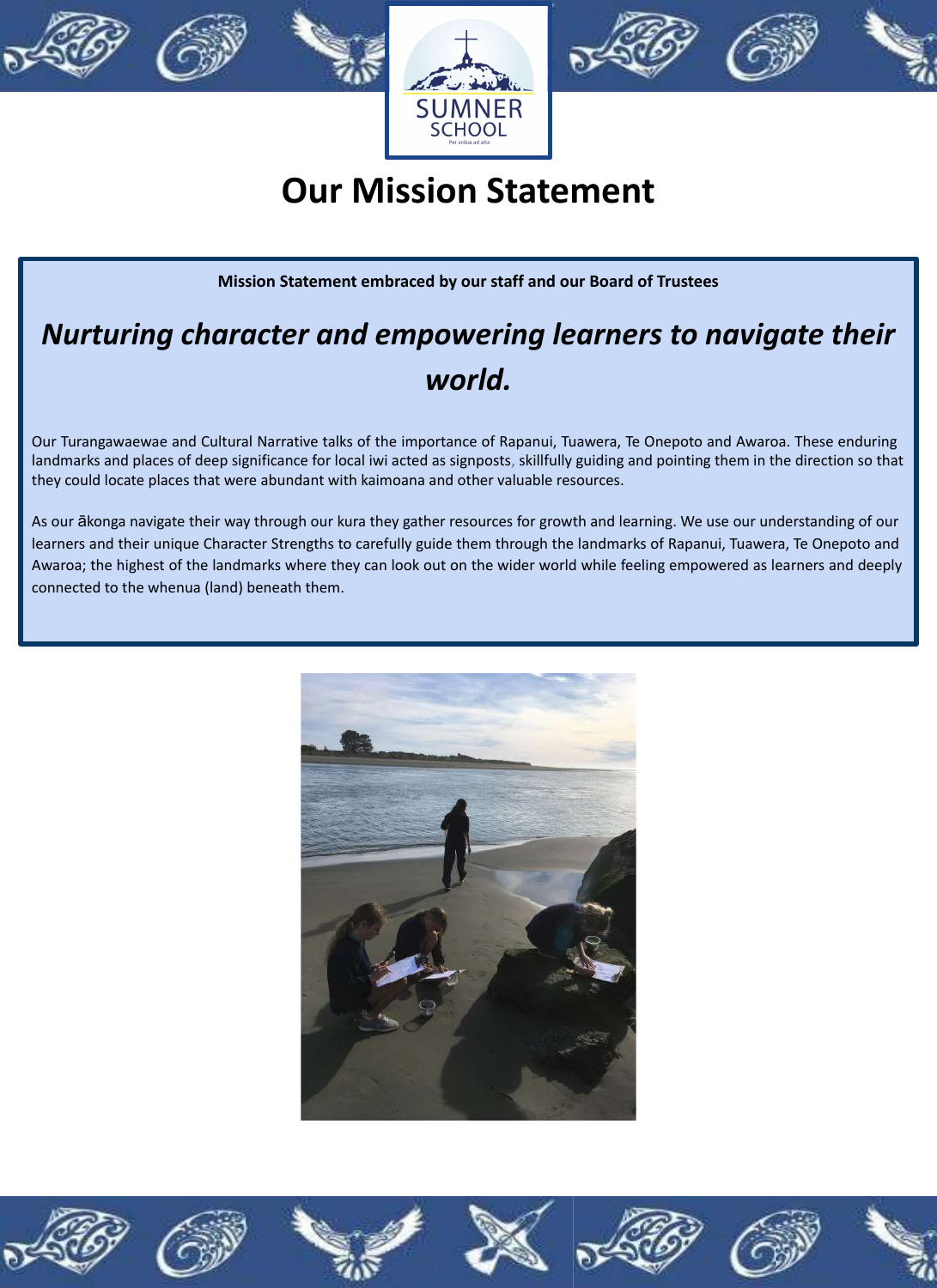SUMNER SCHOOL

Per ardua ad alta

# Our Mission Statement

**Mission Statement embraced by our staff and our Board of Trustees**

## *Nurturing character and empowering learners to navigate their world.*

Our Turangawaewae and Cultural Narrative talks of the importance of Rapanui, Tuawera, Te Onepoto and Awaroa. These enduring landmarks and places of deep significance for local iwi acted as signposts, skillfully guiding and pointing them in the direction so that they could locate places that were abundant with kaimoana and other valuable resources.

As our ākonga navigate their way through our kura they gather resources for growth and learning. We use our understanding of our learners and their unique Character Strengths to carefully guide them through the landmarks of Rapanui, Tuawera, Te Onepoto and Awaroa; the highest of the landmarks where they can look out on the wider world while feeling empowered as learners and deeply connected to the whenua (land) beneath them.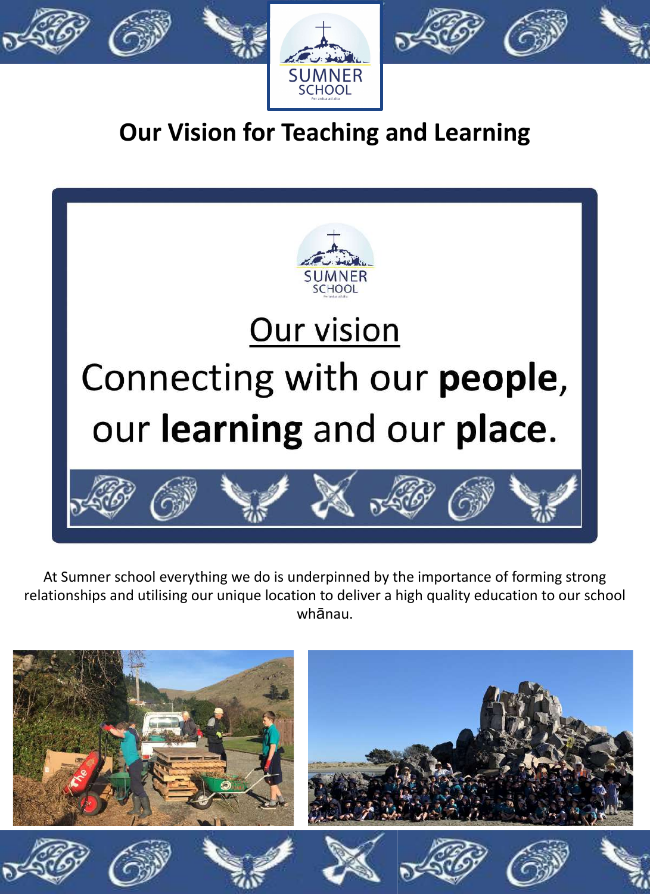# Our Vision for Teaching and Learning

## Our vision

Connecting with our **people**, our **learning** and our **place**.

At Sumner school everything we do is underpinned by the importance of forming strong relationships and utilising our unique location to deliver a high quality education to our school whānau.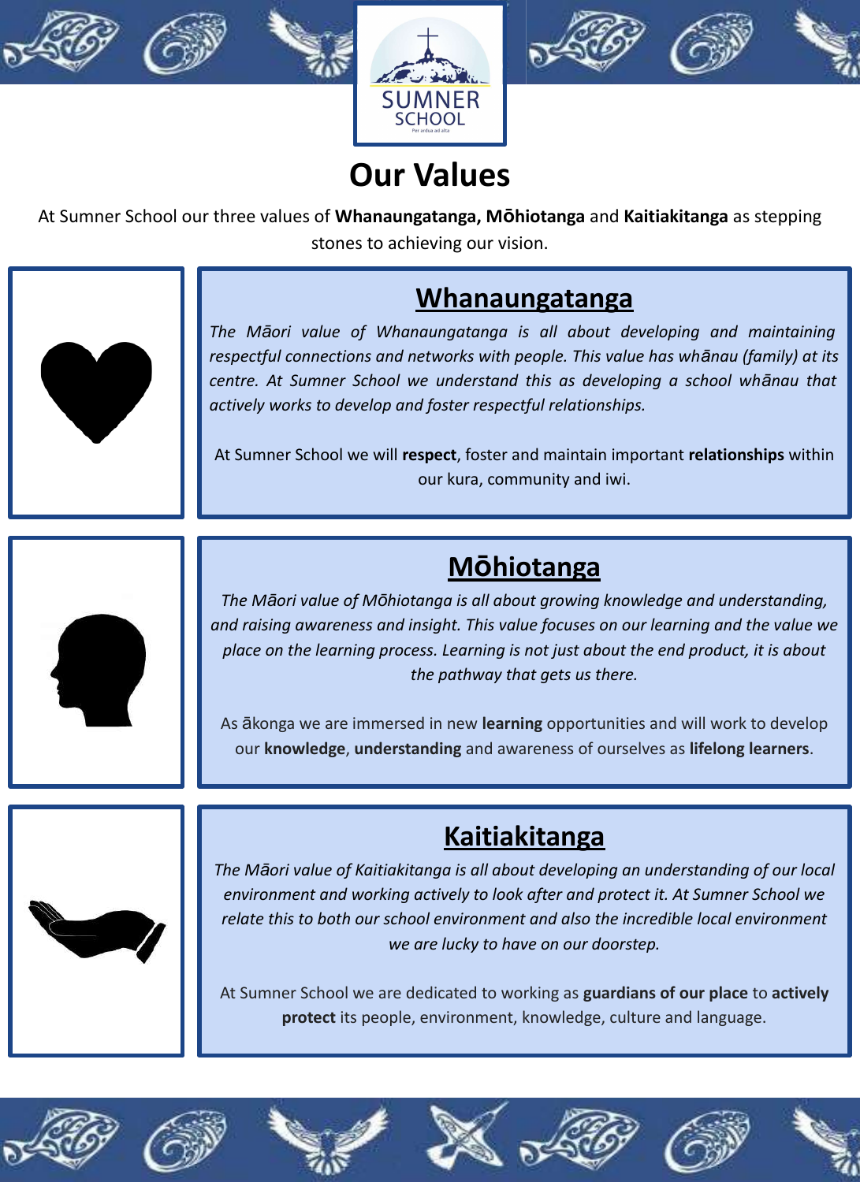# Our Values

At Sumner School our three values of **Whanaungatanga, Mōhiotanga** and **Kaitiakitanga** as stepping stones to achieving our vision.

## Whanaungatanga

*The Māori value of Whanaungatanga is all about developing and maintaining respectful connections and networks with people. This value has whānau (family) at its centre. At Sumner School we understand this as developing a school whānau that actively works to develop and foster respectful relationships.*

At Sumner School we will **respect**, foster and maintain important **relationships** within our kura, community and iwi.

## Mōhiotanga

*The Māori value of Mōhiotanga is all about growing knowledge and understanding, and raising awareness and insight. This value focuses on our learning and the value we place on the learning process. Learning is not just about the end product, it is about the pathway that gets us there.*

As ākonga we are immersed in new **learning** opportunities and will work to develop our **knowledge**, **understanding** and awareness of ourselves as **lifelong learners**.

## Kaitiakitanga

*The Māori value of Kaitiakitanga is all about developing an understanding of our local environment and working actively to look after and protect it. At Sumner School we relate this to both our school environment and also the incredible local environment we are lucky to have on our doorstep.*

At Sumner School we are dedicated to working as **guardians of our place** to **actively protect** its people, environment, knowledge, culture and language.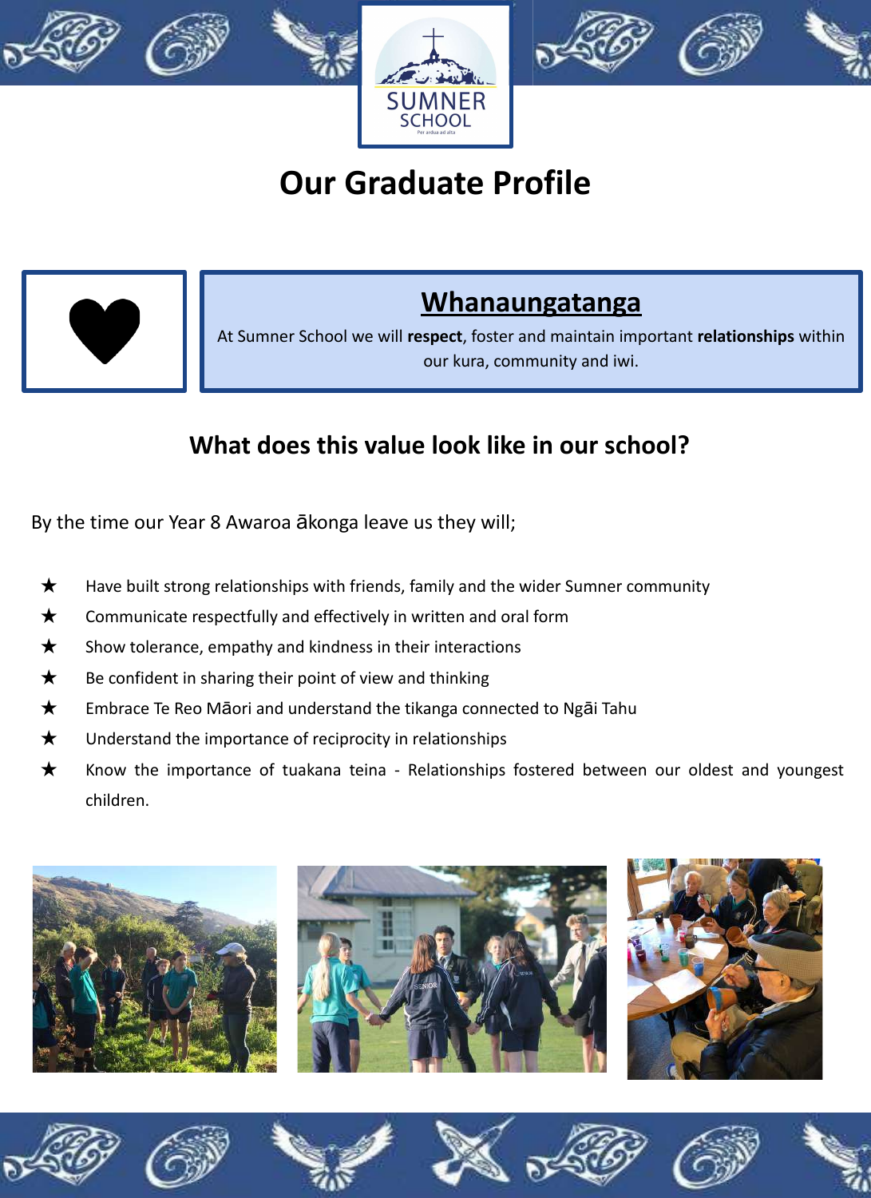# Our Graduate Profile

## Whanaungatanga

At Sumner School we will **respect**, foster and maintain important **relationships** within our kura, community and iwi.

## What does this value look like in our school?

By the time our Year 8 Awaroa ākonga leave us they will;

- ★ Have built strong relationships with friends, family and the wider Sumner community
- ★ Communicate respectfully and effectively in written and oral form
- ★ Show tolerance, empathy and kindness in their interactions
- ★ Be confident in sharing their point of view and thinking
- ★ Embrace Te Reo Māori and understand the tikanga connected to Ngāi Tahu
- ★ Understand the importance of reciprocity in relationships
- ★ Know the importance of tuakana teina - Relationships fostered between our oldest and youngest children.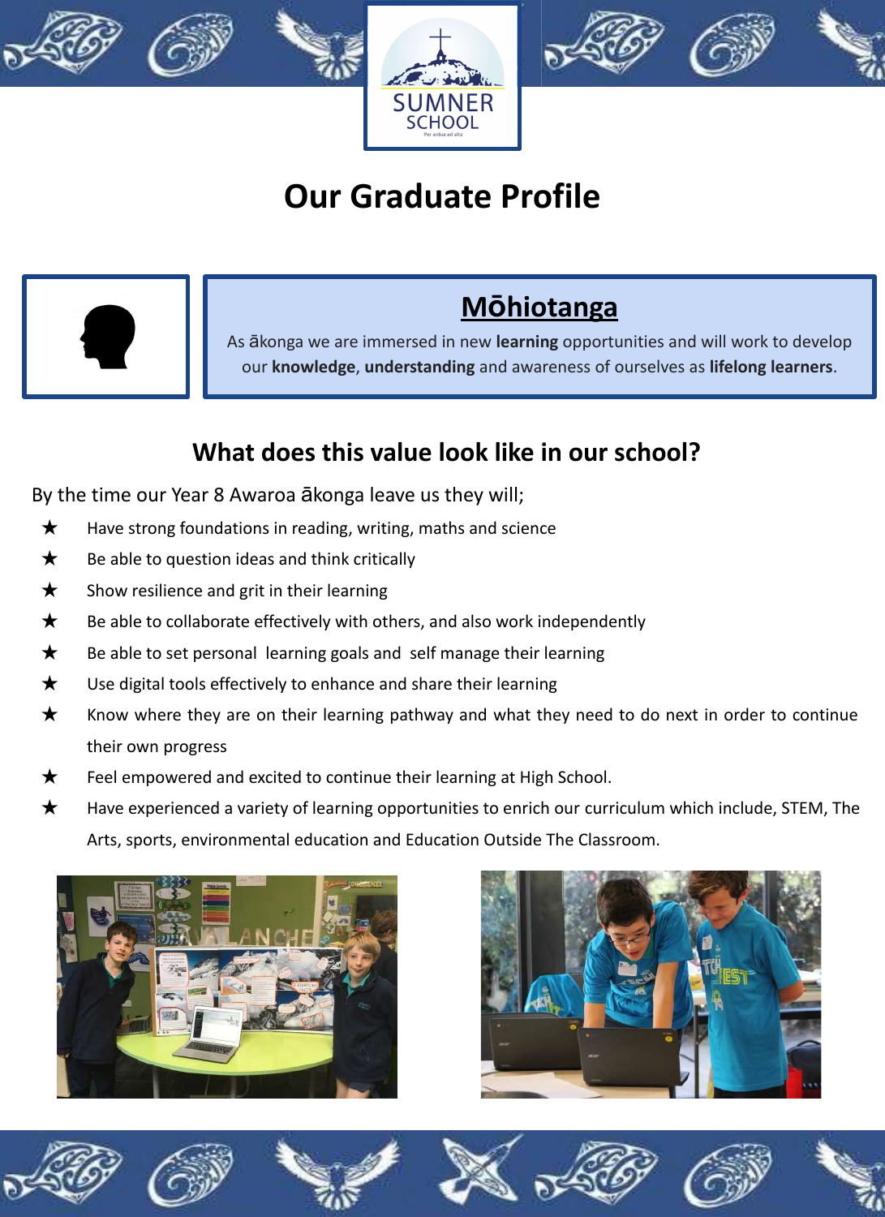# Our Graduate Profile

## Mōhiotanga

As ākonga we are immersed in new **learning** opportunities and will work to develop our **knowledge**, **understanding** and awareness of ourselves as **lifelong learners**.

## What does this value look like in our school?

By the time our Year 8 Awaroa ākonga leave us they will;

- ★ Have strong foundations in reading, writing, maths and science
- ★ Be able to question ideas and think critically
- ★ Show resilience and grit in their learning
- ★ Be able to collaborate effectively with others, and also work independently
- ★ Be able to set personal learning goals and self manage their learning
- ★ Use digital tools effectively to enhance and share their learning
- ★ Know where they are on their learning pathway and what they need to do next in order to continue their own progress
- ★ Feel empowered and excited to continue their learning at High School.
- ★ Have experienced a variety of learning opportunities to enrich our curriculum which include, STEM, The Arts, sports, environmental education and Education Outside The Classroom.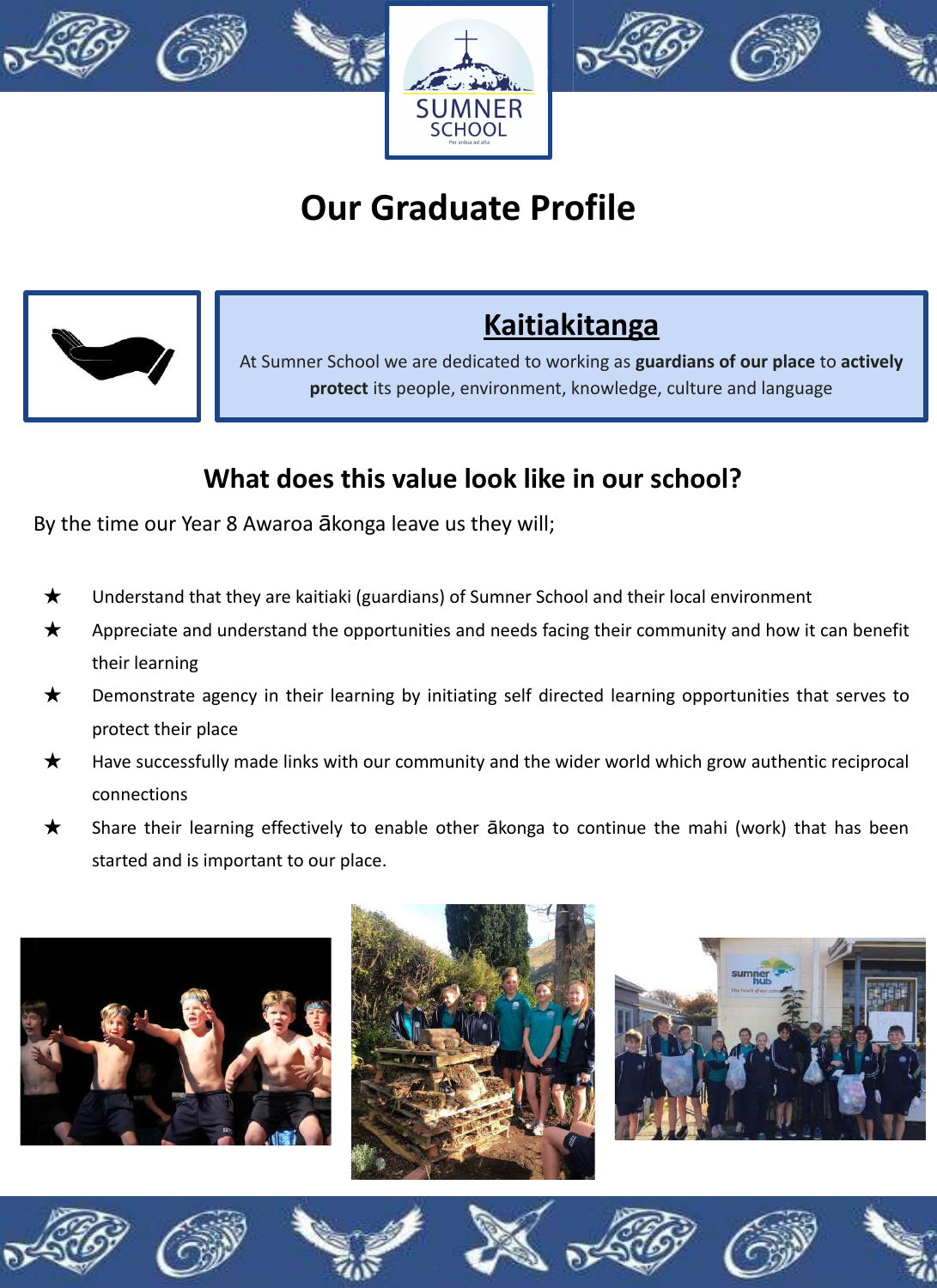# Our Graduate Profile

## Kaitiakitanga

At Sumner School we are dedicated to working as **guardians of our place** to **actively protect** its people, environment, knowledge, culture and language

## What does this value look like in our school?

By the time our Year 8 Awaroa ākonga leave us they will;

★ Understand that they are kaitiaki (guardians) of Sumner School and their local environment

★ Appreciate and understand the opportunities and needs facing their community and how it can benefit their learning

★ Demonstrate agency in their learning by initiating self directed learning opportunities that serves to protect their place

★ Have successfully made links with our community and the wider world which grow authentic reciprocal connections

★ Share their learning effectively to enable other ākonga to continue the mahi (work) that has been started and is important to our place.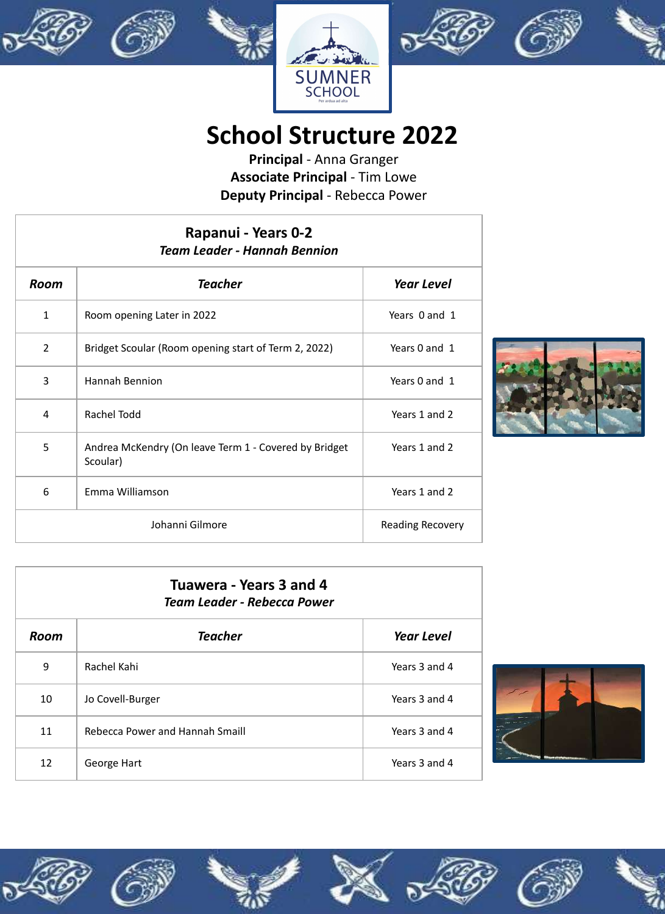# School Structure 2022

**Principal** - Anna Granger
**Associate Principal** - Tim Lowe
**Deputy Principal** - Rebecca Power

## Rapanui - Years 0-2

***Team Leader - Hannah Bennion***

| Room | Teacher | Year Level |
|---|---|---|
| 1 | Room opening Later in 2022 | Years 0 and 1 |
| 2 | Bridget Scoular (Room opening start of Term 2, 2022) | Years 0 and 1 |
| 3 | Hannah Bennion | Years 0 and 1 |
| 4 | Rachel Todd | Years 1 and 2 |
| 5 | Andrea McKendry (On leave Term 1 - Covered by Bridget Scoular) | Years 1 and 2 |
| 6 | Emma Williamson | Years 1 and 2 |
| | Johanni Gilmore | Reading Recovery |

## Tuawera - Years 3 and 4

***Team Leader - Rebecca Power***

| Room | Teacher | Year Level |
|---|---|---|
| 9 | Rachel Kahi | Years 3 and 4 |
| 10 | Jo Covell-Burger | Years 3 and 4 |
| 11 | Rebecca Power and Hannah Smaill | Years 3 and 4 |
| 12 | George Hart | Years 3 and 4 |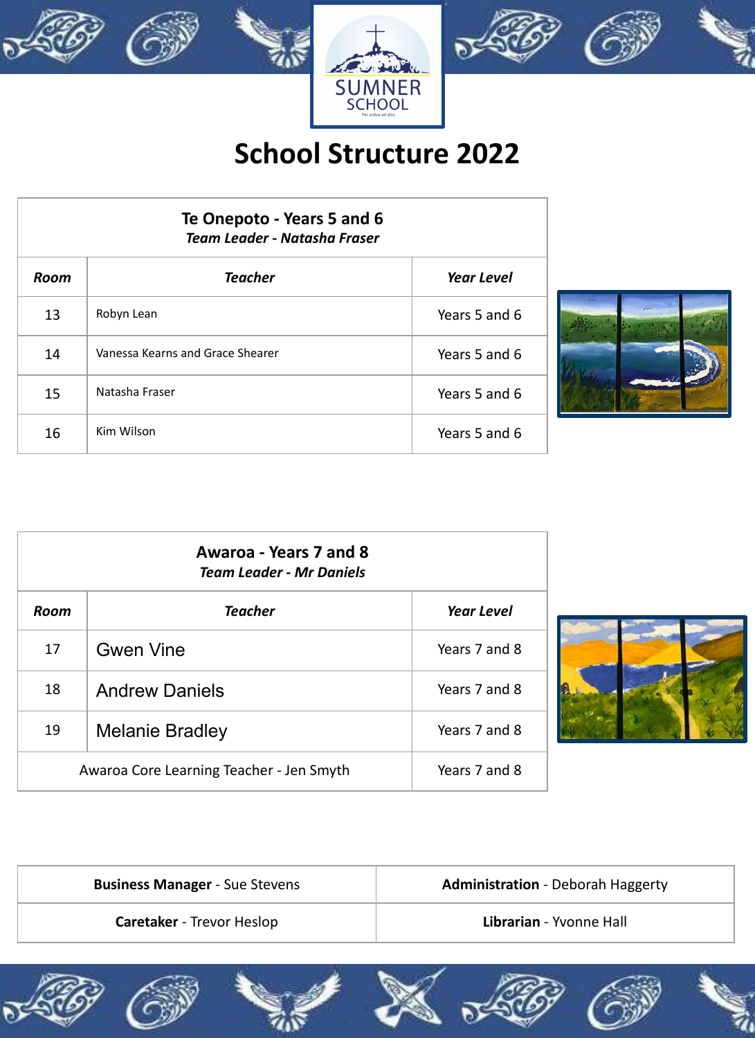SUMNER SCHOOL

Per ardua ad alta

# School Structure 2022

| Te Onepoto - Years 5 and 6<br>*Team Leader - Natasha Fraser* | | |
|---|---|---|
| ***Room*** | ***Teacher*** | ***Year Level*** |
| 13 | Robyn Lean | Years 5 and 6 |
| 14 | Vanessa Kearns and Grace Shearer | Years 5 and 6 |
| 15 | Natasha Fraser | Years 5 and 6 |
| 16 | Kim Wilson | Years 5 and 6 |

| Awaroa - Years 7 and 8<br>*Team Leader - Mr Daniels* | | |
|---|---|---|
| ***Room*** | ***Teacher*** | ***Year Level*** |
| 17 | Gwen Vine | Years 7 and 8 |
| 18 | Andrew Daniels | Years 7 and 8 |
| 19 | Melanie Bradley | Years 7 and 8 |
| Awaroa Core Learning Teacher - Jen Smyth | | Years 7 and 8 |

| | |
|---|---|
| **Business Manager** - Sue Stevens | **Administration** - Deborah Haggerty |
| **Caretaker** - Trevor Heslop | **Librarian** - Yvonne Hall |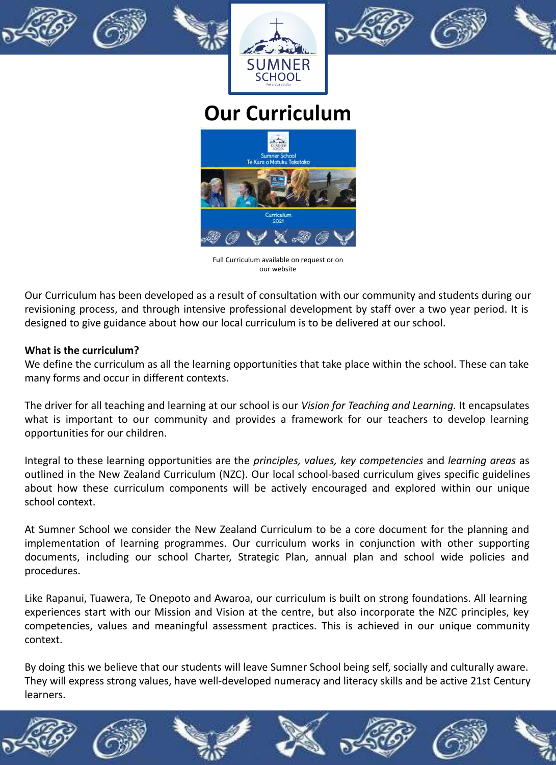# Our Curriculum

Full Curriculum available on request or on our website

Our Curriculum has been developed as a result of consultation with our community and students during our revisioning process, and through intensive professional development by staff over a two year period. It is designed to give guidance about how our local curriculum is to be delivered at our school.

**What is the curriculum?**

We define the curriculum as all the learning opportunities that take place within the school. These can take many forms and occur in different contexts.

The driver for all teaching and learning at our school is our *Vision for Teaching and Learning.* It encapsulates what is important to our community and provides a framework for our teachers to develop learning opportunities for our children.

Integral to these learning opportunities are the *principles, values, key competencies* and *learning areas* as outlined in the New Zealand Curriculum (NZC). Our local school-based curriculum gives specific guidelines about how these curriculum components will be actively encouraged and explored within our unique school context.

At Sumner School we consider the New Zealand Curriculum to be a core document for the planning and implementation of learning programmes. Our curriculum works in conjunction with other supporting documents, including our school Charter, Strategic Plan, annual plan and school wide policies and procedures.

Like Rapanui, Tuawera, Te Onepoto and Awaroa, our curriculum is built on strong foundations. All learning experiences start with our Mission and Vision at the centre, but also incorporate the NZC principles, key competencies, values and meaningful assessment practices. This is achieved in our unique community context.

By doing this we believe that our students will leave Sumner School being self, socially and culturally aware. They will express strong values, have well-developed numeracy and literacy skills and be active 21st Century learners.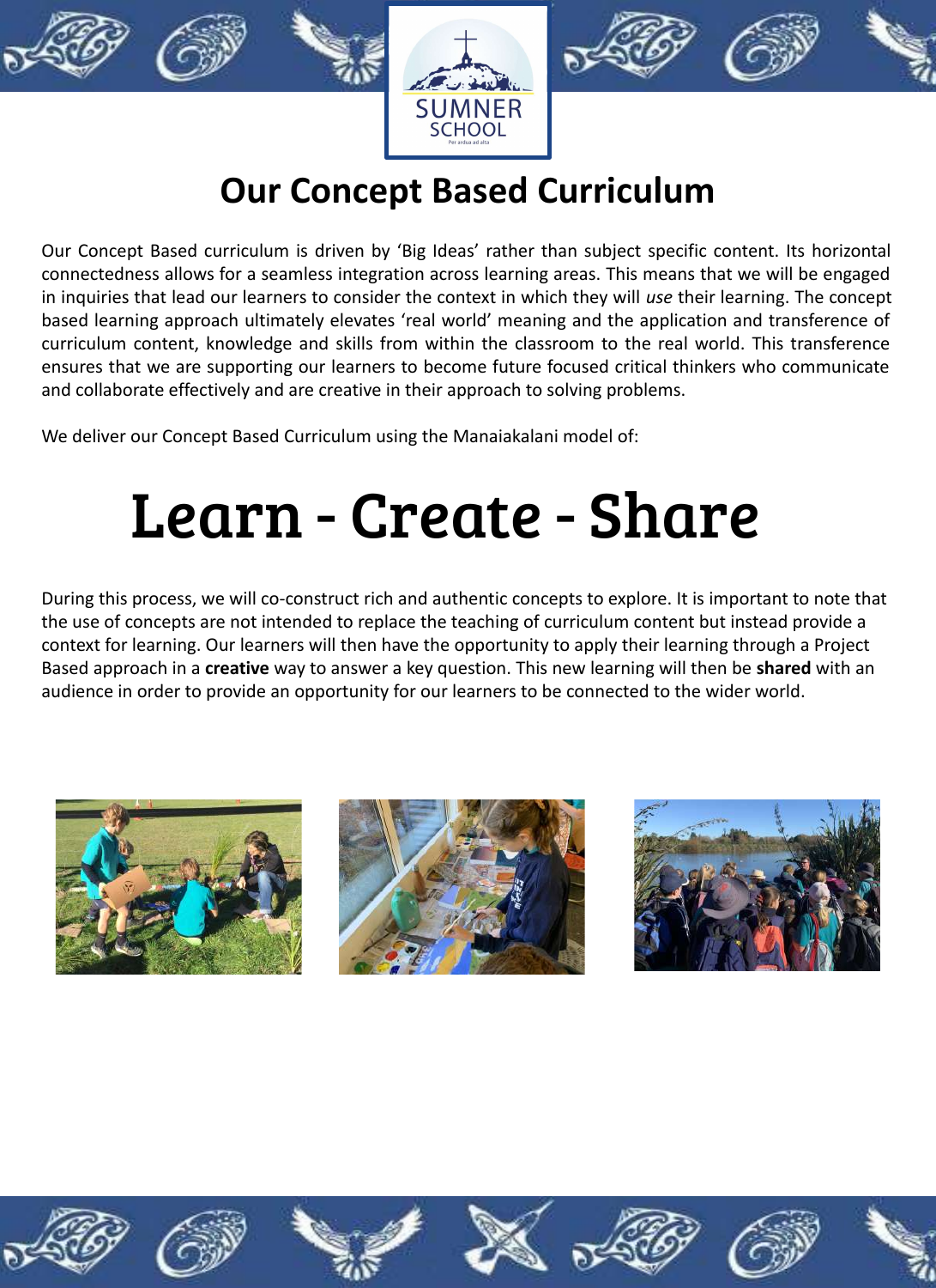# Our Concept Based Curriculum

Our Concept Based curriculum is driven by 'Big Ideas' rather than subject specific content. Its horizontal connectedness allows for a seamless integration across learning areas. This means that we will be engaged in inquiries that lead our learners to consider the context in which they will *use* their learning. The concept based learning approach ultimately elevates 'real world' meaning and the application and transference of curriculum content, knowledge and skills from within the classroom to the real world. This transference ensures that we are supporting our learners to become future focused critical thinkers who communicate and collaborate effectively and are creative in their approach to solving problems.

We deliver our Concept Based Curriculum using the Manaiakalani model of:

# Learn - Create - Share

During this process, we will co-construct rich and authentic concepts to explore. It is important to note that the use of concepts are not intended to replace the teaching of curriculum content but instead provide a context for learning. Our learners will then have the opportunity to apply their learning through a Project Based approach in a **creative** way to answer a key question. This new learning will then be **shared** with an audience in order to provide an opportunity for our learners to be connected to the wider world.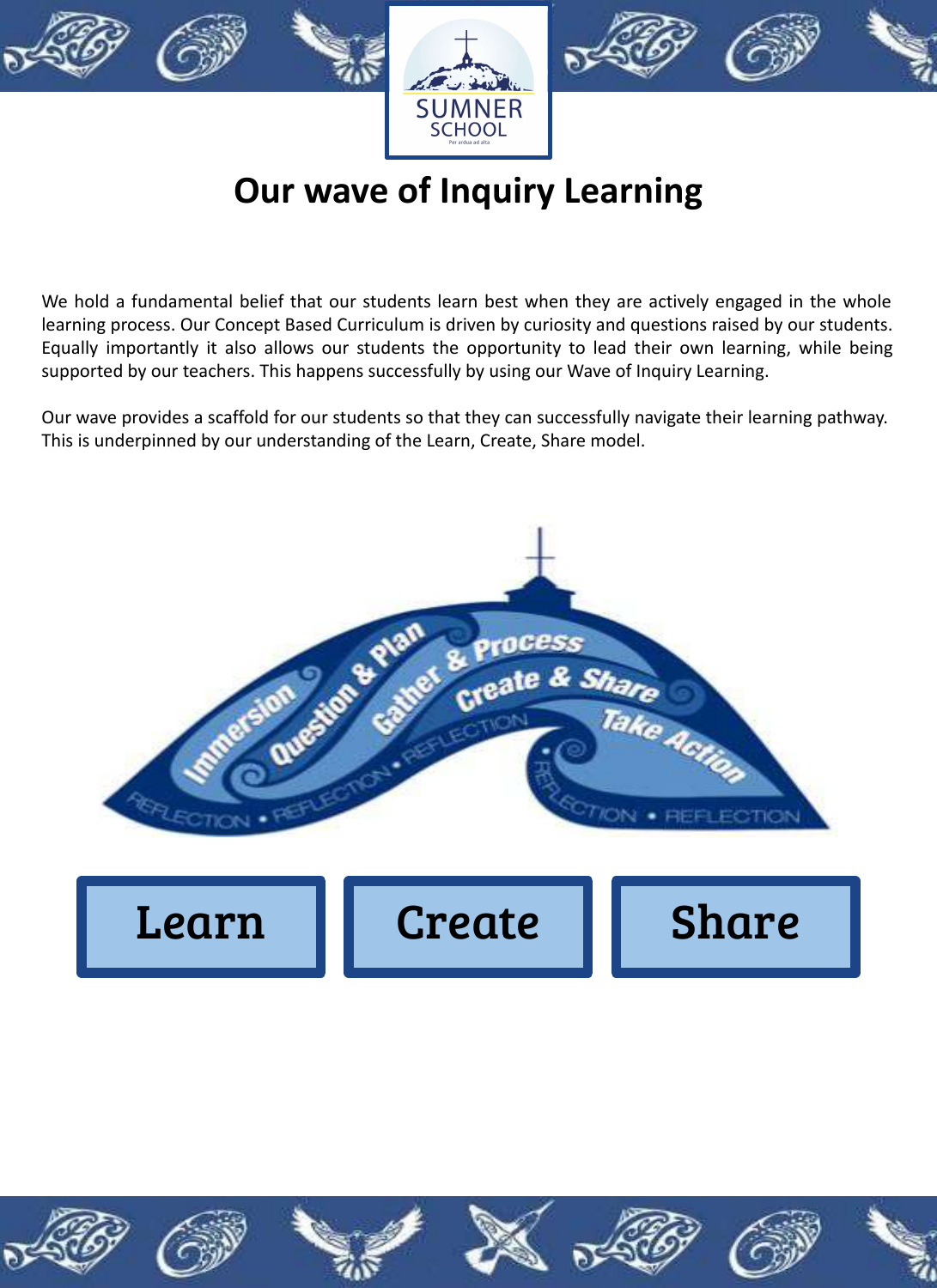# Our wave of Inquiry Learning

We hold a fundamental belief that our students learn best when they are actively engaged in the whole learning process. Our Concept Based Curriculum is driven by curiosity and questions raised by our students. Equally importantly it also allows our students the opportunity to lead their own learning, while being supported by our teachers. This happens successfully by using our Wave of Inquiry Learning.

Our wave provides a scaffold for our students so that they can successfully navigate their learning pathway. This is underpinned by our understanding of the Learn, Create, Share model.

Immersion • Question & Plan • Gather & Process • Create & Share • Take Action

REFLECTION • REFLECTION • REFLECTION • REFLECTION • REFLECTION

Learn | Create | Share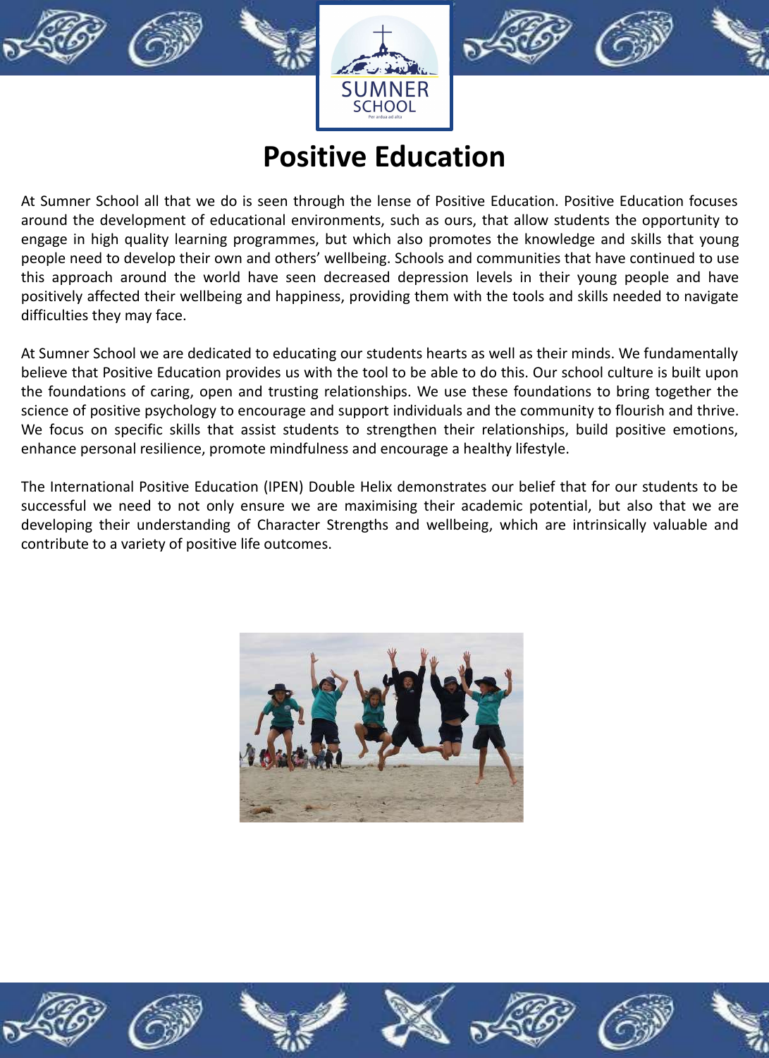# Positive Education

At Sumner School all that we do is seen through the lense of Positive Education. Positive Education focuses around the development of educational environments, such as ours, that allow students the opportunity to engage in high quality learning programmes, but which also promotes the knowledge and skills that young people need to develop their own and others' wellbeing. Schools and communities that have continued to use this approach around the world have seen decreased depression levels in their young people and have positively affected their wellbeing and happiness, providing them with the tools and skills needed to navigate difficulties they may face.

At Sumner School we are dedicated to educating our students hearts as well as their minds. We fundamentally believe that Positive Education provides us with the tool to be able to do this. Our school culture is built upon the foundations of caring, open and trusting relationships. We use these foundations to bring together the science of positive psychology to encourage and support individuals and the community to flourish and thrive. We focus on specific skills that assist students to strengthen their relationships, build positive emotions, enhance personal resilience, promote mindfulness and encourage a healthy lifestyle.

The International Positive Education (IPEN) Double Helix demonstrates our belief that for our students to be successful we need to not only ensure we are maximising their academic potential, but also that we are developing their understanding of Character Strengths and wellbeing, which are intrinsically valuable and contribute to a variety of positive life outcomes.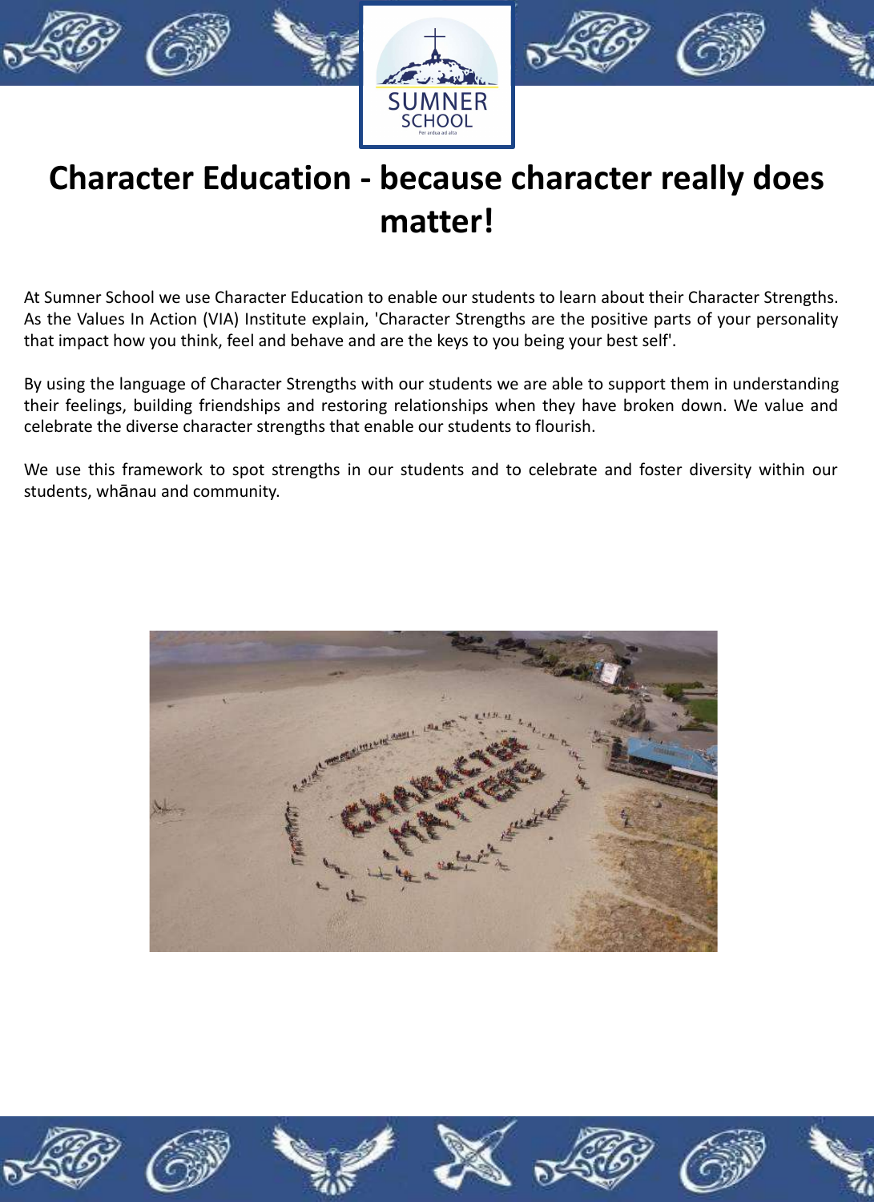# Character Education - because character really does matter!

At Sumner School we use Character Education to enable our students to learn about their Character Strengths. As the Values In Action (VIA) Institute explain, 'Character Strengths are the positive parts of your personality that impact how you think, feel and behave and are the keys to you being your best self'.

By using the language of Character Strengths with our students we are able to support them in understanding their feelings, building friendships and restoring relationships when they have broken down. We value and celebrate the diverse character strengths that enable our students to flourish.

We use this framework to spot strengths in our students and to celebrate and foster diversity within our students, whānau and community.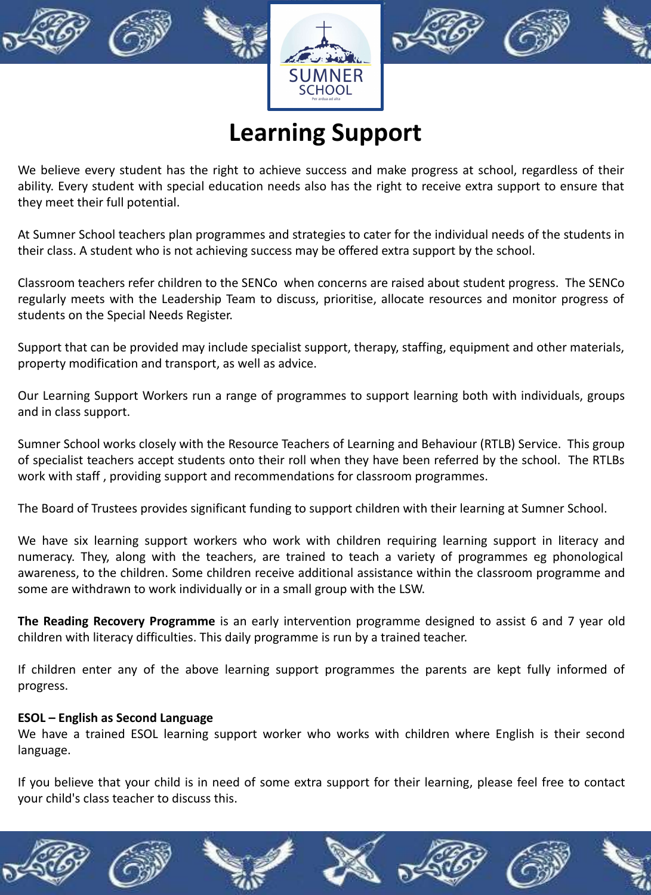# Learning Support

We believe every student has the right to achieve success and make progress at school, regardless of their ability. Every student with special education needs also has the right to receive extra support to ensure that they meet their full potential.

At Sumner School teachers plan programmes and strategies to cater for the individual needs of the students in their class. A student who is not achieving success may be offered extra support by the school.

Classroom teachers refer children to the SENCo when concerns are raised about student progress. The SENCo regularly meets with the Leadership Team to discuss, prioritise, allocate resources and monitor progress of students on the Special Needs Register.

Support that can be provided may include specialist support, therapy, staffing, equipment and other materials, property modification and transport, as well as advice.

Our Learning Support Workers run a range of programmes to support learning both with individuals, groups and in class support.

Sumner School works closely with the Resource Teachers of Learning and Behaviour (RTLB) Service. This group of specialist teachers accept students onto their roll when they have been referred by the school. The RTLBs work with staff , providing support and recommendations for classroom programmes.

The Board of Trustees provides significant funding to support children with their learning at Sumner School.

We have six learning support workers who work with children requiring learning support in literacy and numeracy. They, along with the teachers, are trained to teach a variety of programmes eg phonological awareness, to the children. Some children receive additional assistance within the classroom programme and some are withdrawn to work individually or in a small group with the LSW.

**The Reading Recovery Programme** is an early intervention programme designed to assist 6 and 7 year old children with literacy difficulties. This daily programme is run by a trained teacher.

If children enter any of the above learning support programmes the parents are kept fully informed of progress.

**ESOL – English as Second Language**
We have a trained ESOL learning support worker who works with children where English is their second language.

If you believe that your child is in need of some extra support for their learning, please feel free to contact your child's class teacher to discuss this.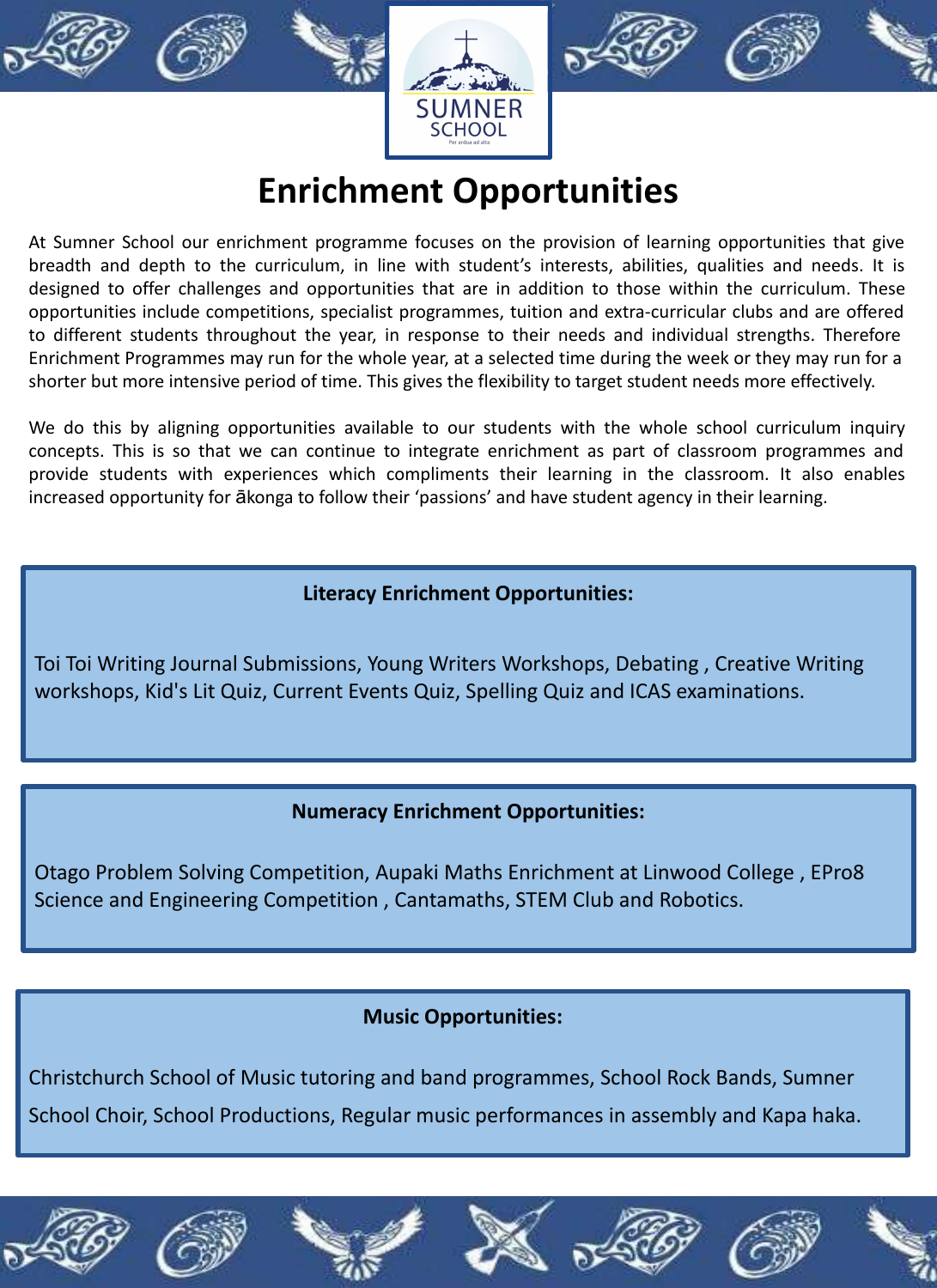# Enrichment Opportunities

At Sumner School our enrichment programme focuses on the provision of learning opportunities that give breadth and depth to the curriculum, in line with student's interests, abilities, qualities and needs. It is designed to offer challenges and opportunities that are in addition to those within the curriculum. These opportunities include competitions, specialist programmes, tuition and extra-curricular clubs and are offered to different students throughout the year, in response to their needs and individual strengths. Therefore Enrichment Programmes may run for the whole year, at a selected time during the week or they may run for a shorter but more intensive period of time. This gives the flexibility to target student needs more effectively.

We do this by aligning opportunities available to our students with the whole school curriculum inquiry concepts. This is so that we can continue to integrate enrichment as part of classroom programmes and provide students with experiences which compliments their learning in the classroom. It also enables increased opportunity for ākonga to follow their 'passions' and have student agency in their learning.

**Literacy Enrichment Opportunities:**

Toi Toi Writing Journal Submissions, Young Writers Workshops, Debating , Creative Writing workshops, Kid's Lit Quiz, Current Events Quiz, Spelling Quiz and ICAS examinations.

**Numeracy Enrichment Opportunities:**

Otago Problem Solving Competition, Aupaki Maths Enrichment at Linwood College , EPro8 Science and Engineering Competition , Cantamaths, STEM Club and Robotics.

**Music Opportunities:**

Christchurch School of Music tutoring and band programmes, School Rock Bands, Sumner School Choir, School Productions, Regular music performances in assembly and Kapa haka.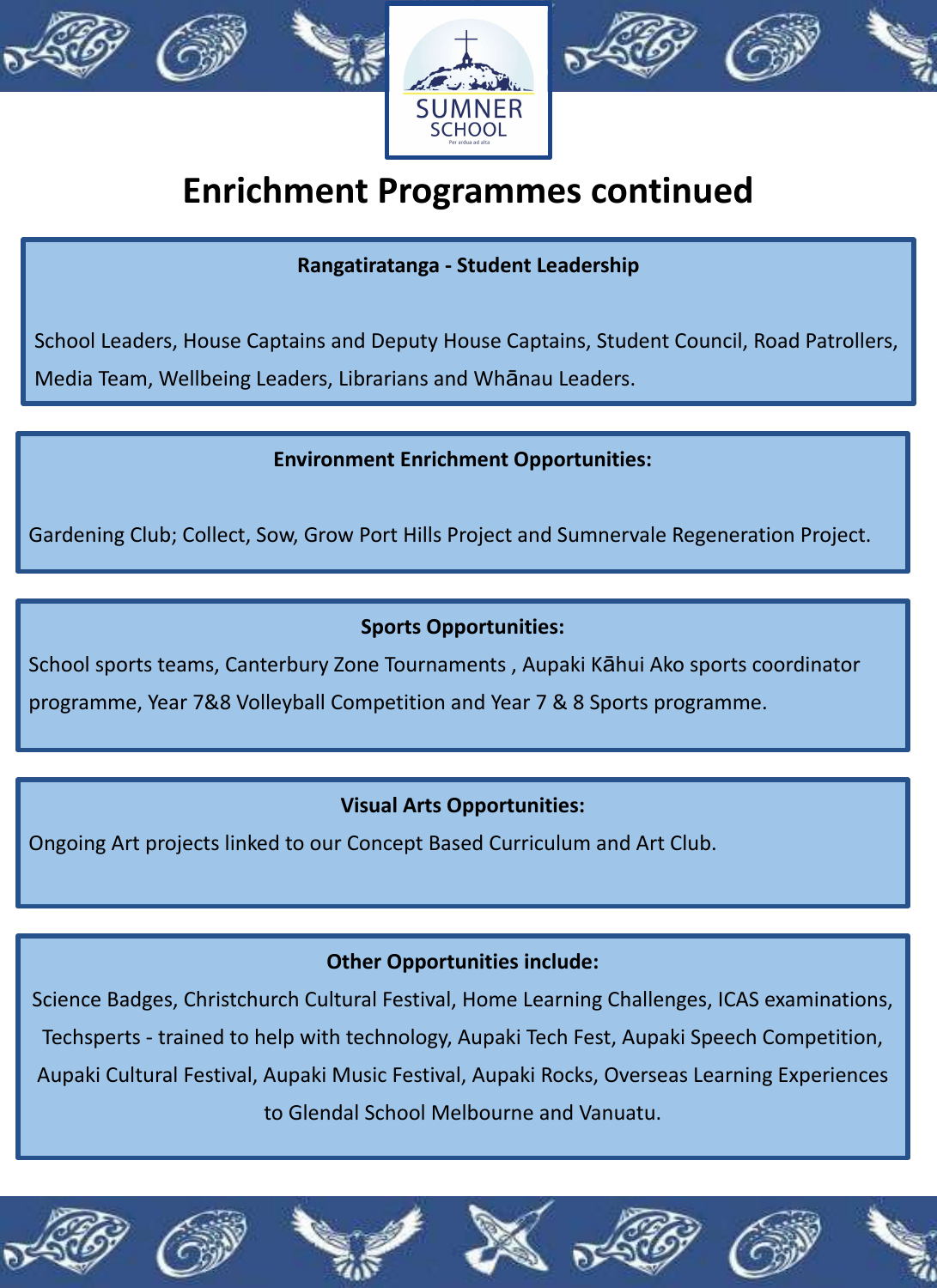# Enrichment Programmes continued

**Rangatiratanga - Student Leadership**

School Leaders, House Captains and Deputy House Captains, Student Council, Road Patrollers, Media Team, Wellbeing Leaders, Librarians and Whānau Leaders.

**Environment Enrichment Opportunities:**

Gardening Club; Collect, Sow, Grow Port Hills Project and Sumnervale Regeneration Project.

**Sports Opportunities:**

School sports teams, Canterbury Zone Tournaments , Aupaki Kāhui Ako sports coordinator programme, Year 7&8 Volleyball Competition and Year 7 & 8 Sports programme.

**Visual Arts Opportunities:**

Ongoing Art projects linked to our Concept Based Curriculum and Art Club.

**Other Opportunities include:**

Science Badges, Christchurch Cultural Festival, Home Learning Challenges, ICAS examinations, Techsperts - trained to help with technology, Aupaki Tech Fest, Aupaki Speech Competition, Aupaki Cultural Festival, Aupaki Music Festival, Aupaki Rocks, Overseas Learning Experiences to Glendal School Melbourne and Vanuatu.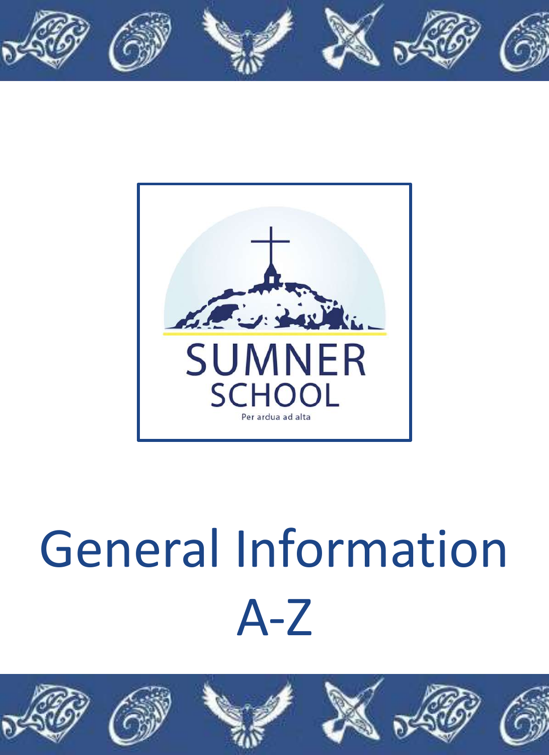SUMNER SCHOOL

Per ardua ad alta

# General Information A-Z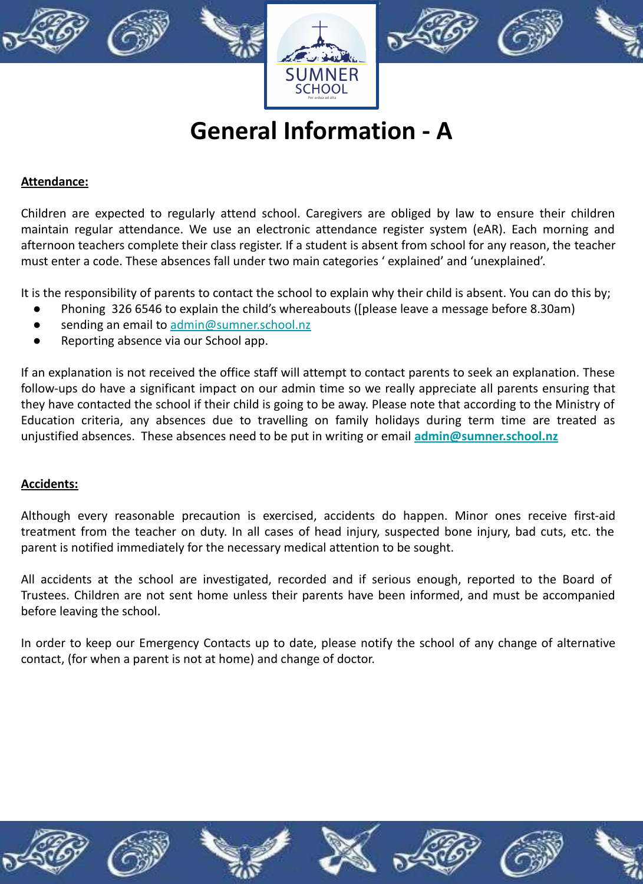# General Information - A

**Attendance:**

Children are expected to regularly attend school. Caregivers are obliged by law to ensure their children maintain regular attendance. We use an electronic attendance register system (eAR). Each morning and afternoon teachers complete their class register. If a student is absent from school for any reason, the teacher must enter a code. These absences fall under two main categories ' explained' and 'unexplained'.

It is the responsibility of parents to contact the school to explain why their child is absent. You can do this by;

- Phoning 326 6546 to explain the child's whereabouts ([please leave a message before 8.30am)
- sending an email to admin@sumner.school.nz
- Reporting absence via our School app.

If an explanation is not received the office staff will attempt to contact parents to seek an explanation. These follow-ups do have a significant impact on our admin time so we really appreciate all parents ensuring that they have contacted the school if their child is going to be away. Please note that according to the Ministry of Education criteria, any absences due to travelling on family holidays during term time are treated as unjustified absences. These absences need to be put in writing or email **admin@sumner.school.nz**

**Accidents:**

Although every reasonable precaution is exercised, accidents do happen. Minor ones receive first-aid treatment from the teacher on duty. In all cases of head injury, suspected bone injury, bad cuts, etc. the parent is notified immediately for the necessary medical attention to be sought.

All accidents at the school are investigated, recorded and if serious enough, reported to the Board of Trustees. Children are not sent home unless their parents have been informed, and must be accompanied before leaving the school.

In order to keep our Emergency Contacts up to date, please notify the school of any change of alternative contact, (for when a parent is not at home) and change of doctor.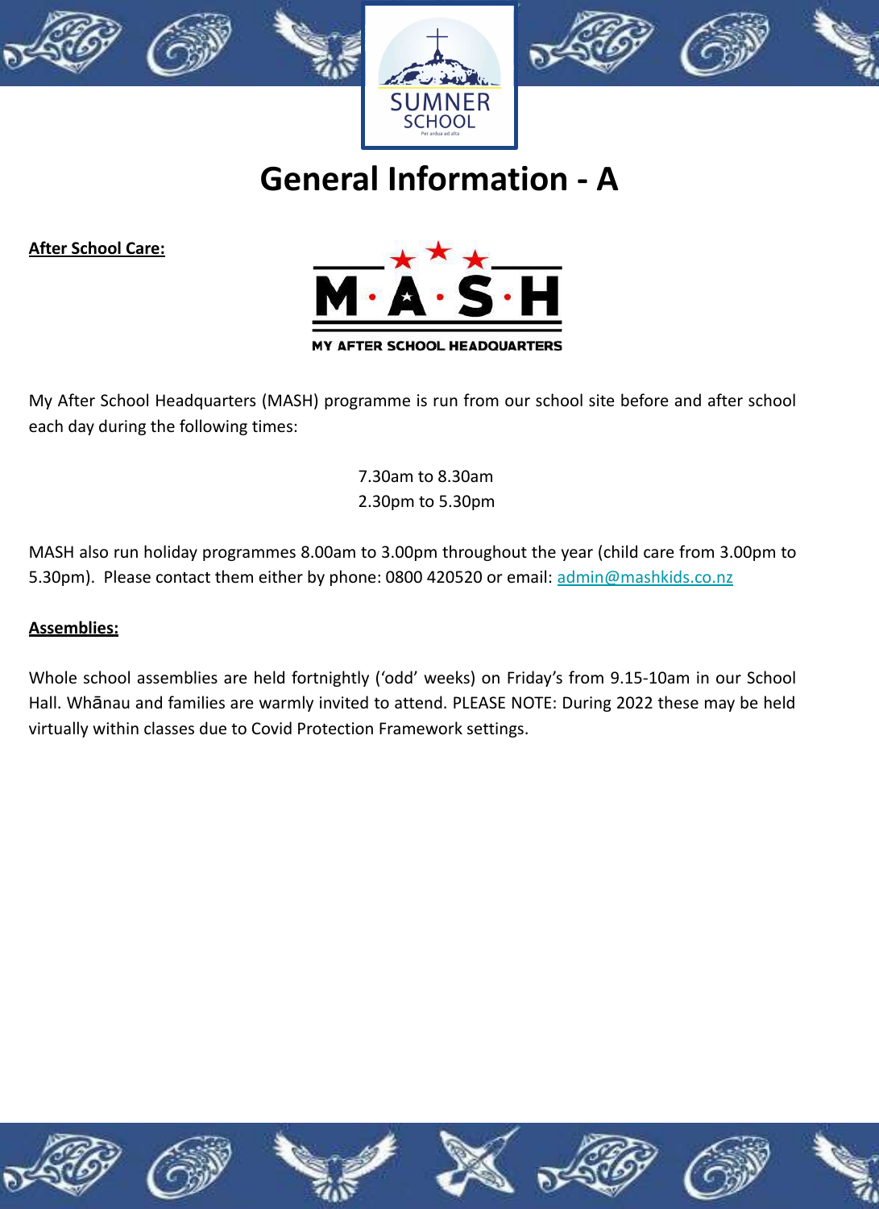# General Information - A

**After School Care:**

My After School Headquarters (MASH) programme is run from our school site before and after school each day during the following times:

7.30am to 8.30am
2.30pm to 5.30pm

MASH also run holiday programmes 8.00am to 3.00pm throughout the year (child care from 3.00pm to 5.30pm). Please contact them either by phone: 0800 420520 or email: admin@mashkids.co.nz

**Assemblies:**

Whole school assemblies are held fortnightly ('odd' weeks) on Friday's from 9.15-10am in our School Hall. Whānau and families are warmly invited to attend. PLEASE NOTE: During 2022 these may be held virtually within classes due to Covid Protection Framework settings.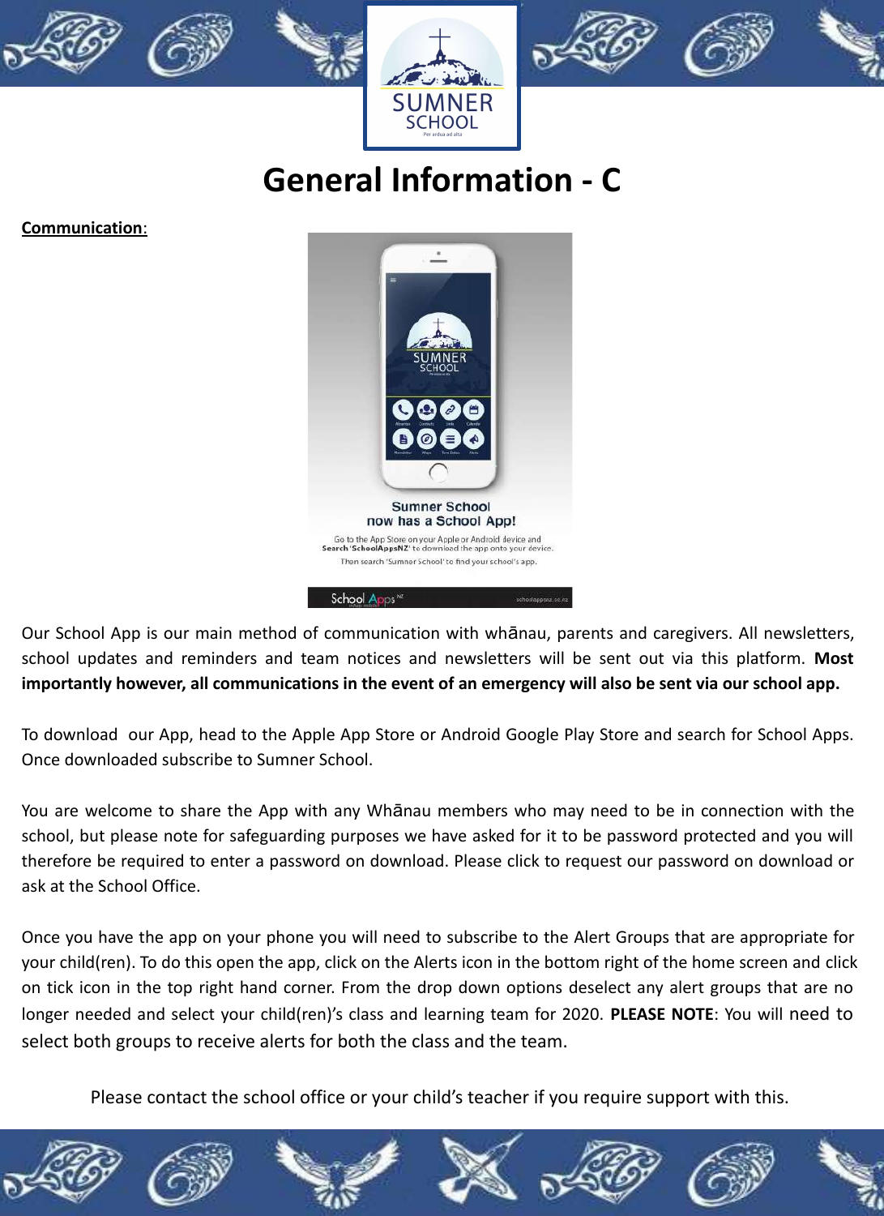# General Information - C

**Communication**:

Our School App is our main method of communication with whānau, parents and caregivers. All newsletters, school updates and reminders and team notices and newsletters will be sent out via this platform. **Most importantly however, all communications in the event of an emergency will also be sent via our school app.**

To download our App, head to the Apple App Store or Android Google Play Store and search for School Apps. Once downloaded subscribe to Sumner School.

You are welcome to share the App with any Whānau members who may need to be in connection with the school, but please note for safeguarding purposes we have asked for it to be password protected and you will therefore be required to enter a password on download. Please click to request our password on download or ask at the School Office.

Once you have the app on your phone you will need to subscribe to the Alert Groups that are appropriate for your child(ren). To do this open the app, click on the Alerts icon in the bottom right of the home screen and click on tick icon in the top right hand corner. From the drop down options deselect any alert groups that are no longer needed and select your child(ren)'s class and learning team for 2020. **PLEASE NOTE**: You will need to select both groups to receive alerts for both the class and the team.

Please contact the school office or your child's teacher if you require support with this.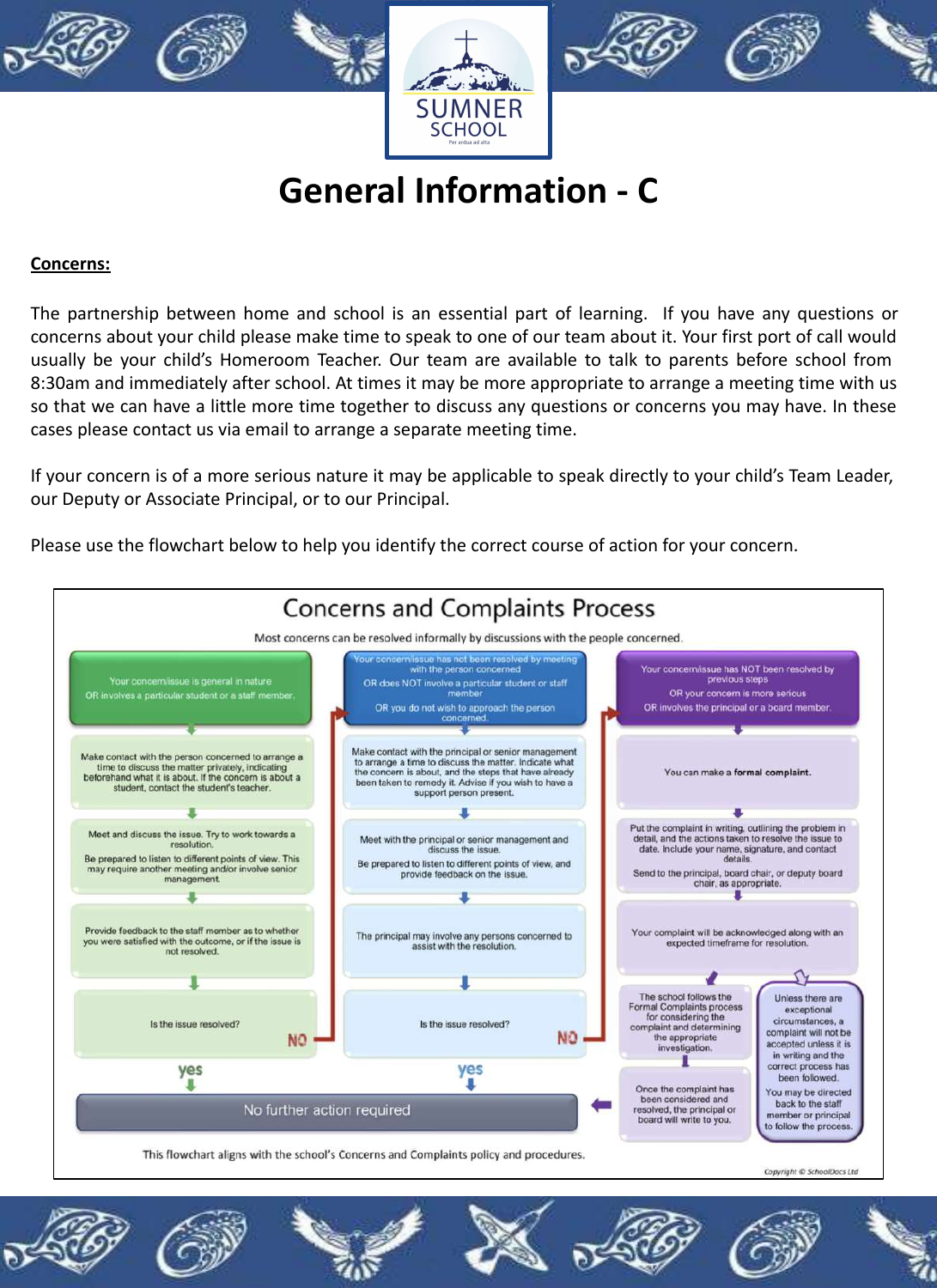# General Information - C

**Concerns:**

The partnership between home and school is an essential part of learning. If you have any questions or concerns about your child please make time to speak to one of our team about it. Your first port of call would usually be your child's Homeroom Teacher. Our team are available to talk to parents before school from 8:30am and immediately after school. At times it may be more appropriate to arrange a meeting time with us so that we can have a little more time together to discuss any questions or concerns you may have. In these cases please contact us via email to arrange a separate meeting time.

If your concern is of a more serious nature it may be applicable to speak directly to your child's Team Leader, our Deputy or Associate Principal, or to our Principal.

Please use the flowchart below to help you identify the correct course of action for your concern.

## Concerns and Complaints Process

Most concerns can be resolved informally by discussions with the people concerned.

**Column 1**

- Your concern/issue is general in nature OR involves a particular student or a staff member.
- Make contact with the person concerned to arrange a time to discuss the matter privately, indicating beforehand what it is about. If the concern is about a student, contact the student's teacher.
- Meet and discuss the issue. Try to work towards a resolution. Be prepared to listen to different points of view. This may require another meeting and/or involve senior management.
- Provide feedback to the staff member as to whether you were satisfied with the outcome, or if the issue is not resolved.
- Is the issue resolved? **yes** → No further action required. **NO** → go to Column 2.

**Column 2**

- Your concern/issue has not been resolved by meeting with the person concerned OR does NOT involve a particular student or staff member OR you do not wish to approach the person concerned.
- Make contact with the principal or senior management to arrange a time to discuss the matter. Indicate what the concern is about, and the steps that have already been taken to remedy it. Advise if you wish to have a support person present.
- Meet with the principal or senior management and discuss the issue. Be prepared to listen to different points of view, and provide feedback on the issue.
- The principal may involve any persons concerned to assist with the resolution.
- Is the issue resolved? **yes** → No further action required. **NO** → go to Column 3.

**Column 3**

- Your concern/issue has NOT been resolved by previous steps OR your concern is more serious OR involves the principal or a board member.
- You can make a **formal complaint**.
- Put the complaint in writing, outlining the problem in detail, and the actions taken to resolve the issue to date. Include your name, signature, and contact details. Send to the principal, board chair, or deputy board chair, as appropriate.
- Your complaint will be acknowledged along with an expected timeframe for resolution.
- The school follows the Formal Complaints process for considering the complaint and determining the appropriate investigation.
- Once the complaint has been considered and resolved, the principal or board will write to you. → No further action required.
- Unless there are exceptional circumstances, a complaint will not be accepted unless it is in writing and the correct process has been followed. You may be directed back to the staff member or principal to follow the process.

No further action required

This flowchart aligns with the school's Concerns and Complaints policy and procedures.

Copyright © SchoolDocs Ltd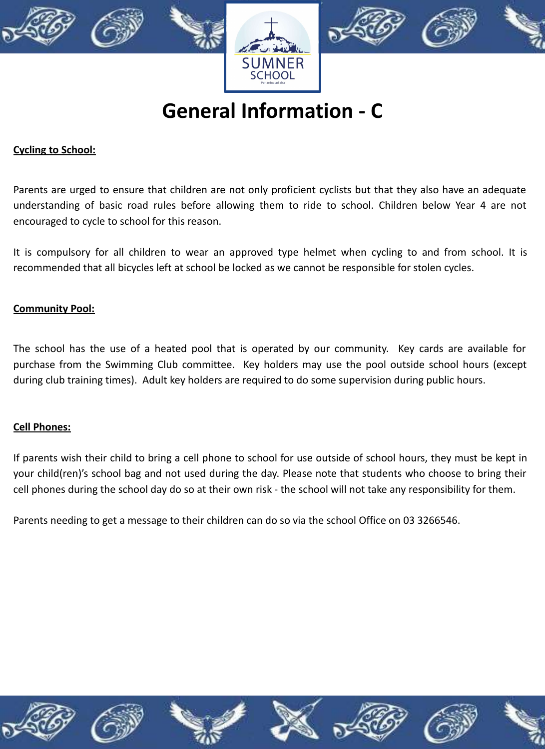# General Information - C

**Cycling to School:**

Parents are urged to ensure that children are not only proficient cyclists but that they also have an adequate understanding of basic road rules before allowing them to ride to school. Children below Year 4 are not encouraged to cycle to school for this reason.

It is compulsory for all children to wear an approved type helmet when cycling to and from school. It is recommended that all bicycles left at school be locked as we cannot be responsible for stolen cycles.

**Community Pool:**

The school has the use of a heated pool that is operated by our community. Key cards are available for purchase from the Swimming Club committee. Key holders may use the pool outside school hours (except during club training times). Adult key holders are required to do some supervision during public hours.

**Cell Phones:**

If parents wish their child to bring a cell phone to school for use outside of school hours, they must be kept in your child(ren)'s school bag and not used during the day. Please note that students who choose to bring their cell phones during the school day do so at their own risk - the school will not take any responsibility for them.

Parents needing to get a message to their children can do so via the school Office on 03 3266546.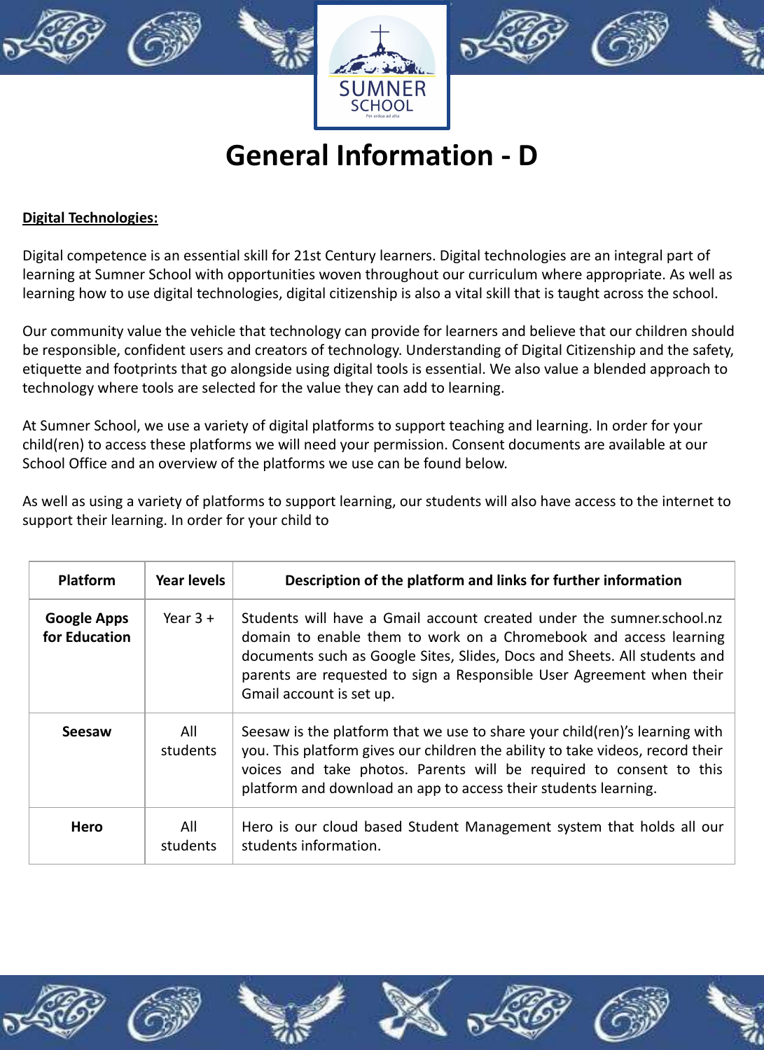# General Information - D

**Digital Technologies:**

Digital competence is an essential skill for 21st Century learners. Digital technologies are an integral part of learning at Sumner School with opportunities woven throughout our curriculum where appropriate. As well as learning how to use digital technologies, digital citizenship is also a vital skill that is taught across the school.

Our community value the vehicle that technology can provide for learners and believe that our children should be responsible, confident users and creators of technology. Understanding of Digital Citizenship and the safety, etiquette and footprints that go alongside using digital tools is essential. We also value a blended approach to technology where tools are selected for the value they can add to learning.

At Sumner School, we use a variety of digital platforms to support teaching and learning. In order for your child(ren) to access these platforms we will need your permission. Consent documents are available at our School Office and an overview of the platforms we use can be found below.

As well as using a variety of platforms to support learning, our students will also have access to the internet to support their learning. In order for your child to

| Platform | Year levels | Description of the platform and links for further information |
|---|---|---|
| **Google Apps for Education** | Year 3 + | Students will have a Gmail account created under the sumner.school.nz domain to enable them to work on a Chromebook and access learning documents such as Google Sites, Slides, Docs and Sheets. All students and parents are requested to sign a Responsible User Agreement when their Gmail account is set up. |
| **Seesaw** | All students | Seesaw is the platform that we use to share your child(ren)'s learning with you. This platform gives our children the ability to take videos, record their voices and take photos. Parents will be required to consent to this platform and download an app to access their students learning. |
| **Hero** | All students | Hero is our cloud based Student Management system that holds all our students information. |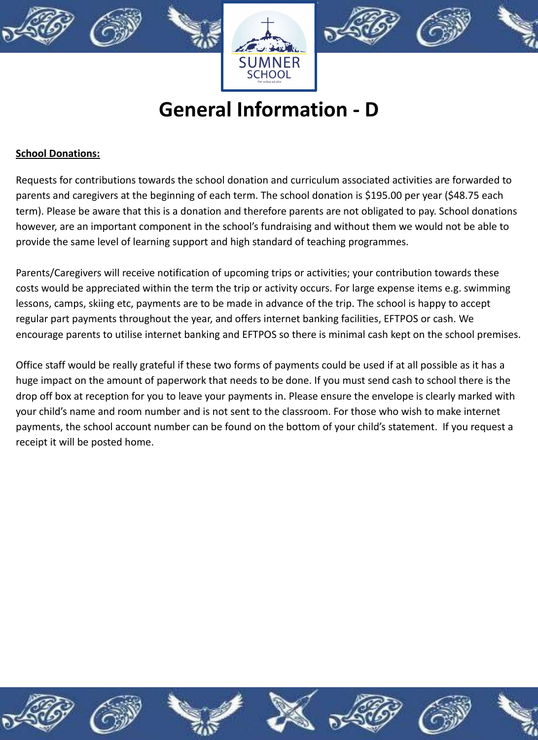# General Information - D

**School Donations:**

Requests for contributions towards the school donation and curriculum associated activities are forwarded to parents and caregivers at the beginning of each term. The school donation is $195.00 per year ($48.75 each term). Please be aware that this is a donation and therefore parents are not obligated to pay. School donations however, are an important component in the school's fundraising and without them we would not be able to provide the same level of learning support and high standard of teaching programmes.

Parents/Caregivers will receive notification of upcoming trips or activities; your contribution towards these costs would be appreciated within the term the trip or activity occurs. For large expense items e.g. swimming lessons, camps, skiing etc, payments are to be made in advance of the trip. The school is happy to accept regular part payments throughout the year, and offers internet banking facilities, EFTPOS or cash. We encourage parents to utilise internet banking and EFTPOS so there is minimal cash kept on the school premises.

Office staff would be really grateful if these two forms of payments could be used if at all possible as it has a huge impact on the amount of paperwork that needs to be done. If you must send cash to school there is the drop off box at reception for you to leave your payments in. Please ensure the envelope is clearly marked with your child's name and room number and is not sent to the classroom. For those who wish to make internet payments, the school account number can be found on the bottom of your child's statement. If you request a receipt it will be posted home.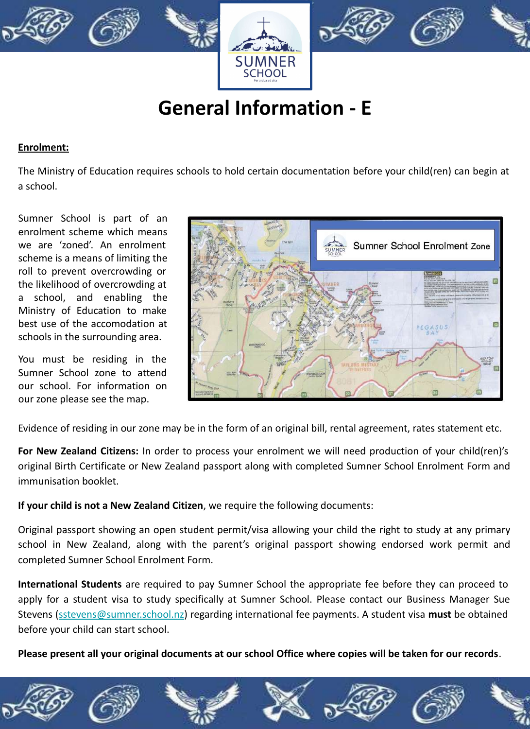# General Information - E

**Enrolment:**

The Ministry of Education requires schools to hold certain documentation before your child(ren) can begin at a school.

Sumner School is part of an enrolment scheme which means we are 'zoned'. An enrolment scheme is a means of limiting the roll to prevent overcrowding or the likelihood of overcrowding at a school, and enabling the Ministry of Education to make best use of the accomodation at schools in the surrounding area.

You must be residing in the Sumner School zone to attend our school. For information on our zone please see the map.

Sumner School Enrolment Zone

Evidence of residing in our zone may be in the form of an original bill, rental agreement, rates statement etc.

**For New Zealand Citizens:** In order to process your enrolment we will need production of your child(ren)'s original Birth Certificate or New Zealand passport along with completed Sumner School Enrolment Form and immunisation booklet.

**If your child is not a New Zealand Citizen**, we require the following documents:

Original passport showing an open student permit/visa allowing your child the right to study at any primary school in New Zealand, along with the parent's original passport showing endorsed work permit and completed Sumner School Enrolment Form.

**International Students** are required to pay Sumner School the appropriate fee before they can proceed to apply for a student visa to study specifically at Sumner School. Please contact our Business Manager Sue Stevens (sstevens@sumner.school.nz) regarding international fee payments. A student visa **must** be obtained before your child can start school.

**Please present all your original documents at our school Office where copies will be taken for our records**.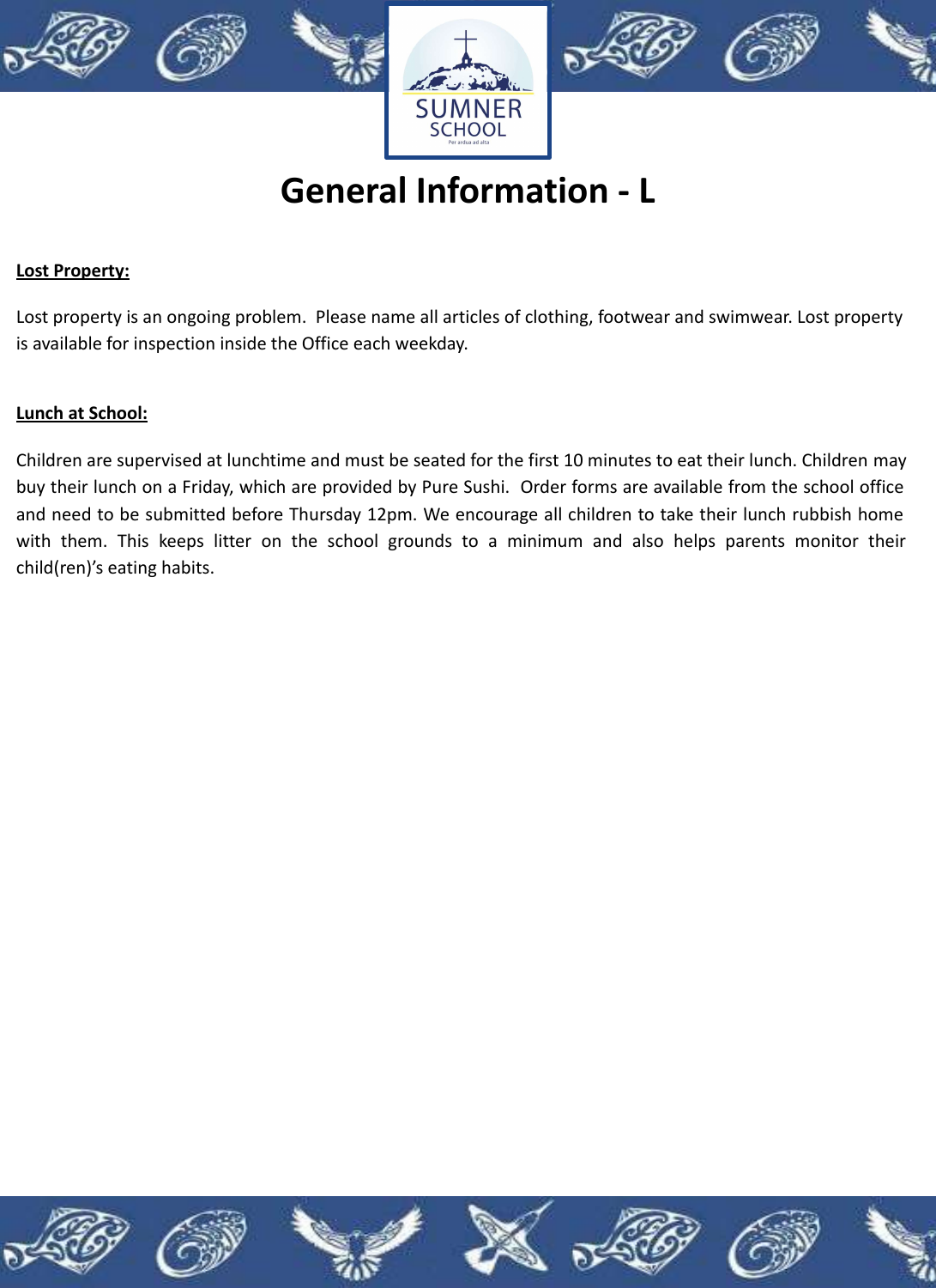# General Information - L

**Lost Property:**

Lost property is an ongoing problem. Please name all articles of clothing, footwear and swimwear. Lost property is available for inspection inside the Office each weekday.

**Lunch at School:**

Children are supervised at lunchtime and must be seated for the first 10 minutes to eat their lunch. Children may buy their lunch on a Friday, which are provided by Pure Sushi. Order forms are available from the school office and need to be submitted before Thursday 12pm. We encourage all children to take their lunch rubbish home with them. This keeps litter on the school grounds to a minimum and also helps parents monitor their child(ren)'s eating habits.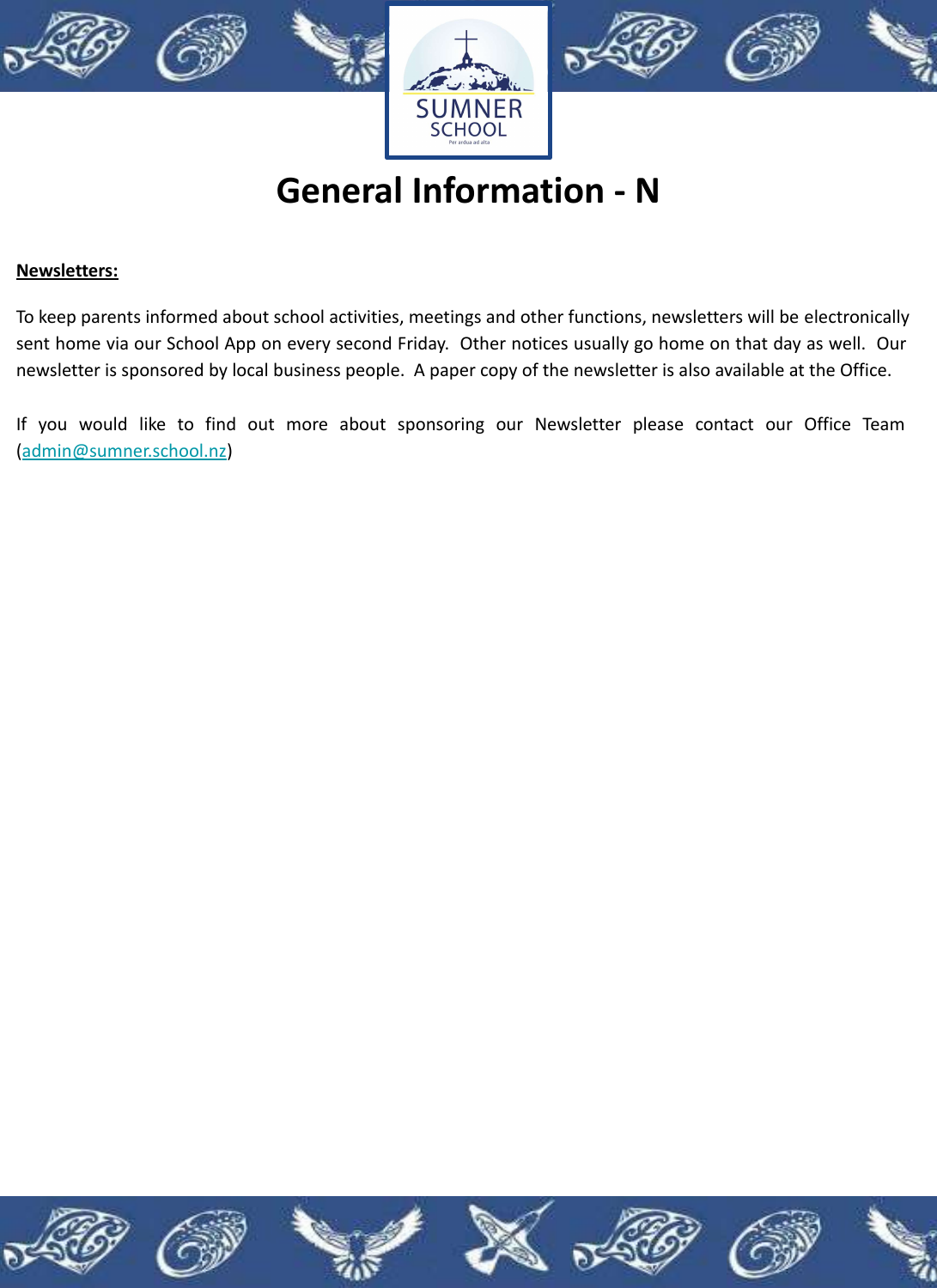# General Information - N

**Newsletters:**

To keep parents informed about school activities, meetings and other functions, newsletters will be electronically sent home via our School App on every second Friday. Other notices usually go home on that day as well. Our newsletter is sponsored by local business people. A paper copy of the newsletter is also available at the Office.

If you would like to find out more about sponsoring our Newsletter please contact our Office Team (admin@sumner.school.nz)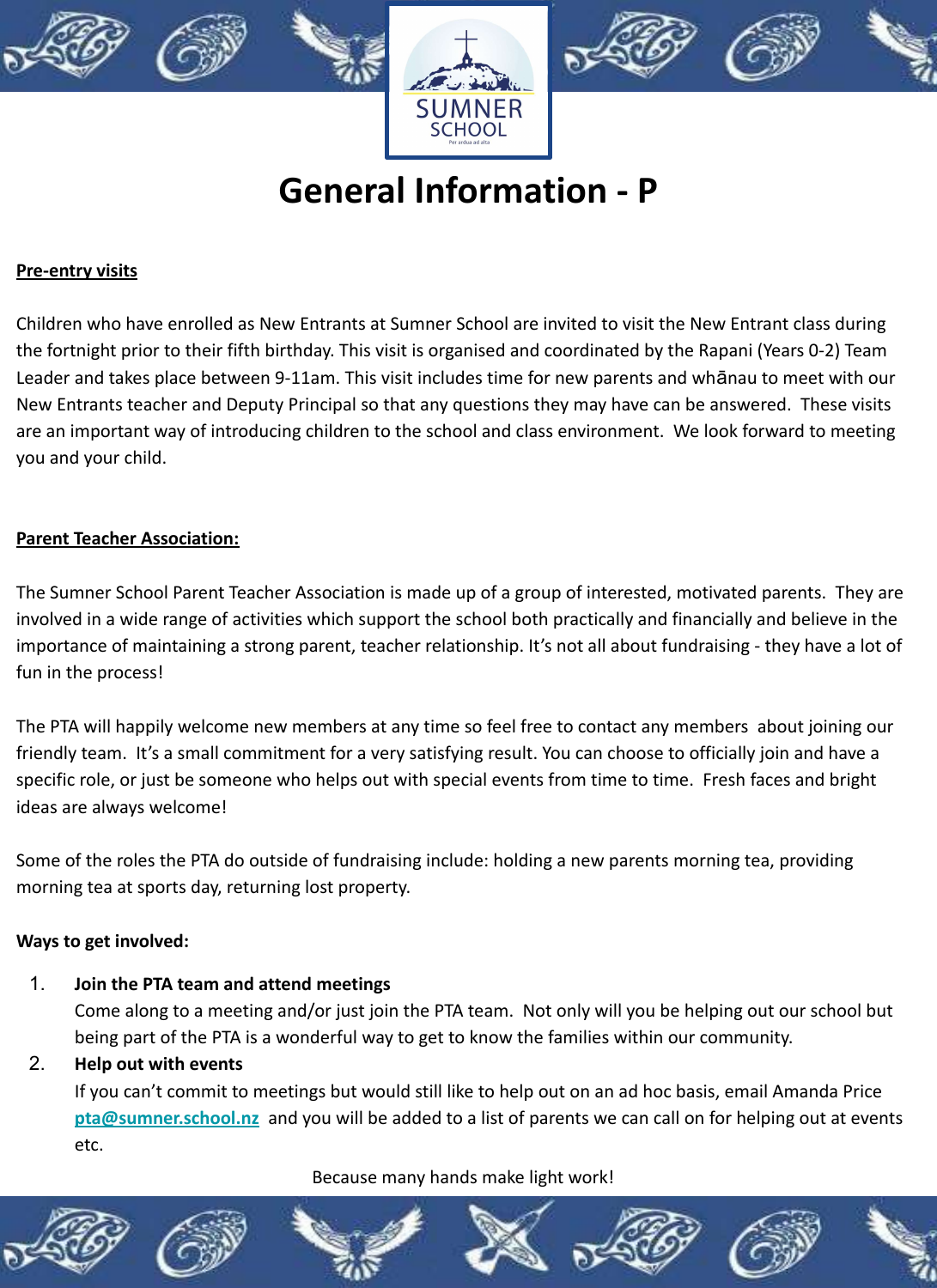# General Information - P

**Pre-entry visits**

Children who have enrolled as New Entrants at Sumner School are invited to visit the New Entrant class during the fortnight prior to their fifth birthday. This visit is organised and coordinated by the Rapani (Years 0-2) Team Leader and takes place between 9-11am. This visit includes time for new parents and whānau to meet with our New Entrants teacher and Deputy Principal so that any questions they may have can be answered. These visits are an important way of introducing children to the school and class environment. We look forward to meeting you and your child.

**Parent Teacher Association:**

The Sumner School Parent Teacher Association is made up of a group of interested, motivated parents. They are involved in a wide range of activities which support the school both practically and financially and believe in the importance of maintaining a strong parent, teacher relationship. It's not all about fundraising - they have a lot of fun in the process!

The PTA will happily welcome new members at any time so feel free to contact any members about joining our friendly team. It's a small commitment for a very satisfying result. You can choose to officially join and have a specific role, or just be someone who helps out with special events from time to time. Fresh faces and bright ideas are always welcome!

Some of the roles the PTA do outside of fundraising include: holding a new parents morning tea, providing morning tea at sports day, returning lost property.

**Ways to get involved:**

1. **Join the PTA team and attend meetings**
   Come along to a meeting and/or just join the PTA team. Not only will you be helping out our school but being part of the PTA is a wonderful way to get to know the families within our community.
2. **Help out with events**
   If you can't commit to meetings but would still like to help out on an ad hoc basis, email Amanda Price **pta@sumner.school.nz** and you will be added to a list of parents we can call on for helping out at events etc.

Because many hands make light work!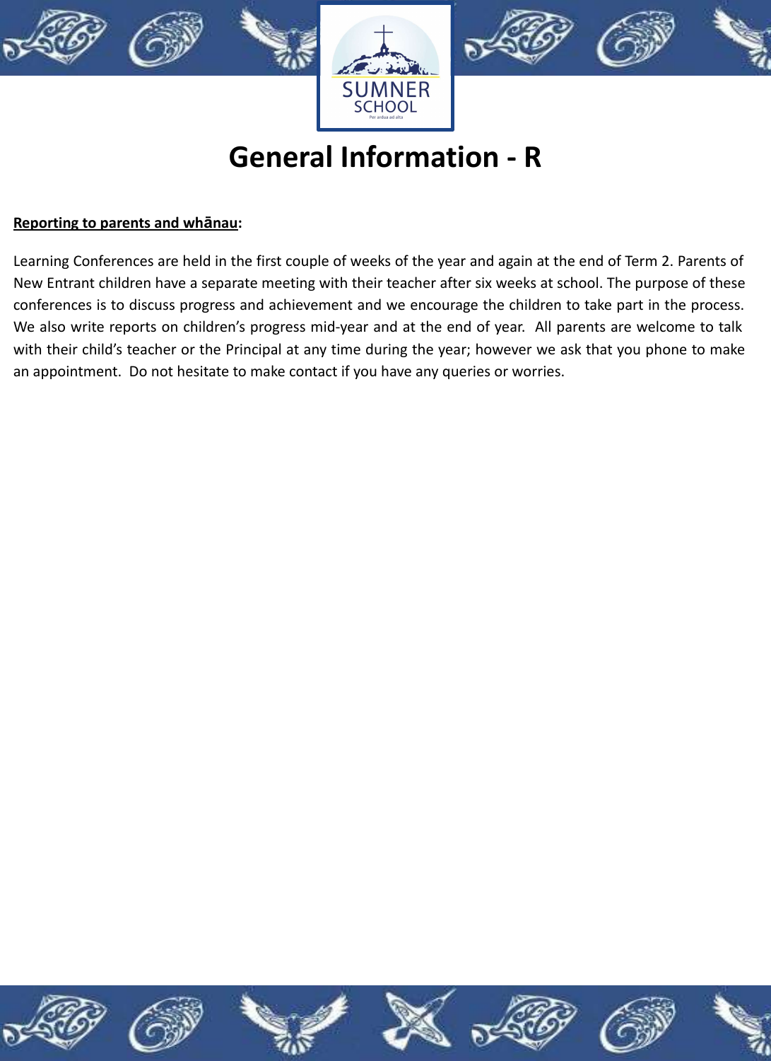# General Information - R

**Reporting to parents and whānau:**

Learning Conferences are held in the first couple of weeks of the year and again at the end of Term 2. Parents of New Entrant children have a separate meeting with their teacher after six weeks at school. The purpose of these conferences is to discuss progress and achievement and we encourage the children to take part in the process. We also write reports on children's progress mid-year and at the end of year. All parents are welcome to talk with their child's teacher or the Principal at any time during the year; however we ask that you phone to make an appointment. Do not hesitate to make contact if you have any queries or worries.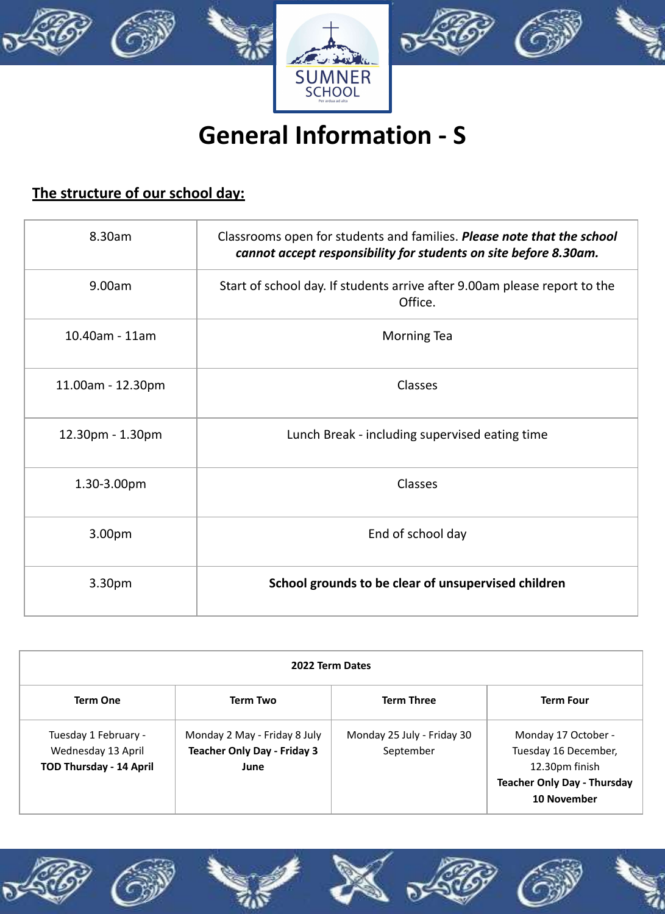# General Information - S

## <u>The structure of our school day:</u>

| | |
|---|---|
| 8.30am | Classrooms open for students and families. ***Please note that the school cannot accept responsibility for students on site before 8.30am.*** |
| 9.00am | Start of school day. If students arrive after 9.00am please report to the Office. |
| 10.40am - 11am | Morning Tea |
| 11.00am - 12.30pm | Classes |
| 12.30pm - 1.30pm | Lunch Break - including supervised eating time |
| 1.30-3.00pm | Classes |
| 3.00pm | End of school day |
| 3.30pm | **School grounds to be clear of unsupervised children** |

| **2022 Term Dates** | | | |
|---|---|---|---|
| **Term One** | **Term Two** | **Term Three** | **Term Four** |
| Tuesday 1 February - Wednesday 13 April **TOD Thursday - 14 April** | Monday 2 May - Friday 8 July **Teacher Only Day - Friday 3 June** | Monday 25 July - Friday 30 September | Monday 17 October - Tuesday 16 December, 12.30pm finish **Teacher Only Day - Thursday 10 November** |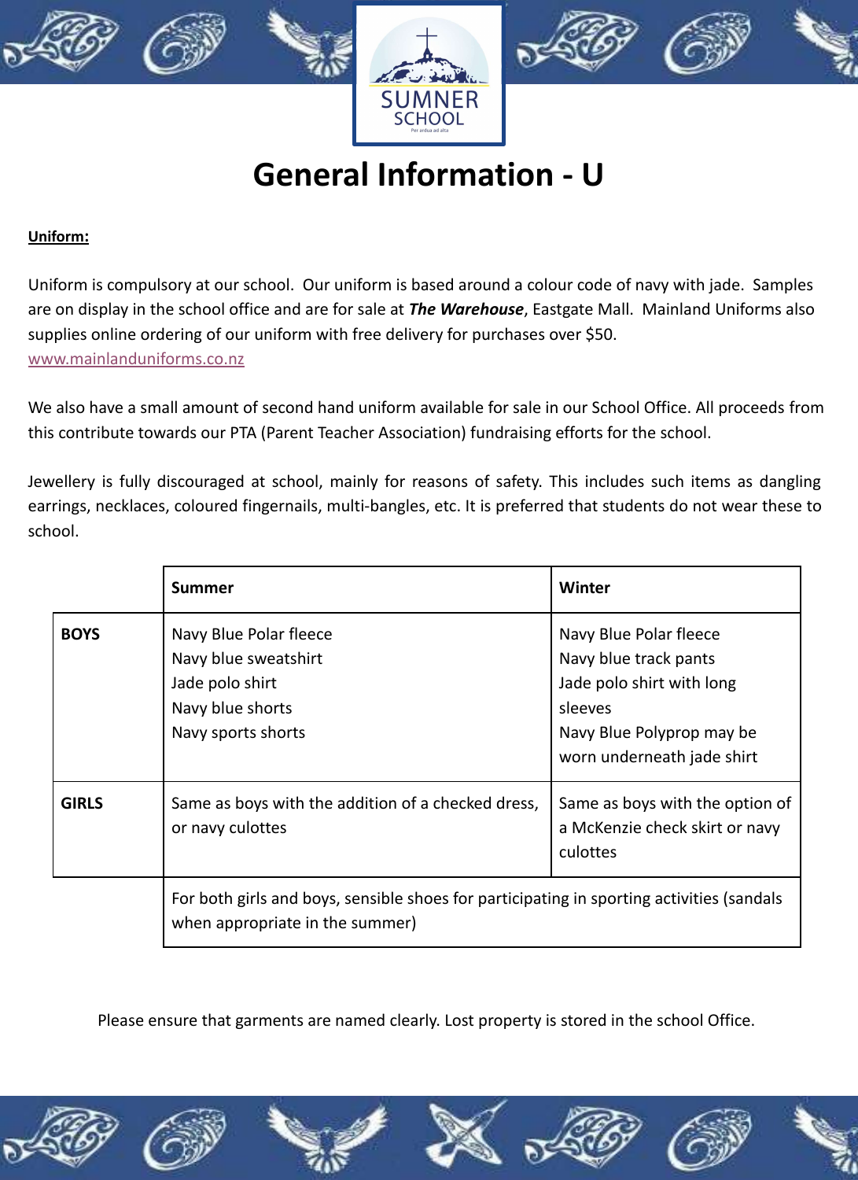# General Information - U

**Uniform:**

Uniform is compulsory at our school. Our uniform is based around a colour code of navy with jade. Samples are on display in the school office and are for sale at ***The Warehouse***, Eastgate Mall. Mainland Uniforms also supplies online ordering of our uniform with free delivery for purchases over $50.
www.mainlanduniforms.co.nz

We also have a small amount of second hand uniform available for sale in our School Office. All proceeds from this contribute towards our PTA (Parent Teacher Association) fundraising efforts for the school.

Jewellery is fully discouraged at school, mainly for reasons of safety. This includes such items as dangling earrings, necklaces, coloured fingernails, multi-bangles, etc. It is preferred that students do not wear these to school.

| | **Summer** | **Winter** |
|---|---|---|
| **BOYS** | Navy Blue Polar fleece<br>Navy blue sweatshirt<br>Jade polo shirt<br>Navy blue shorts<br>Navy sports shorts | Navy Blue Polar fleece<br>Navy blue track pants<br>Jade polo shirt with long sleeves<br>Navy Blue Polyprop may be worn underneath jade shirt |
| **GIRLS** | Same as boys with the addition of a checked dress, or navy culottes | Same as boys with the option of a McKenzie check skirt or navy culottes |
| | For both girls and boys, sensible shoes for participating in sporting activities (sandals when appropriate in the summer) | |

Please ensure that garments are named clearly. Lost property is stored in the school Office.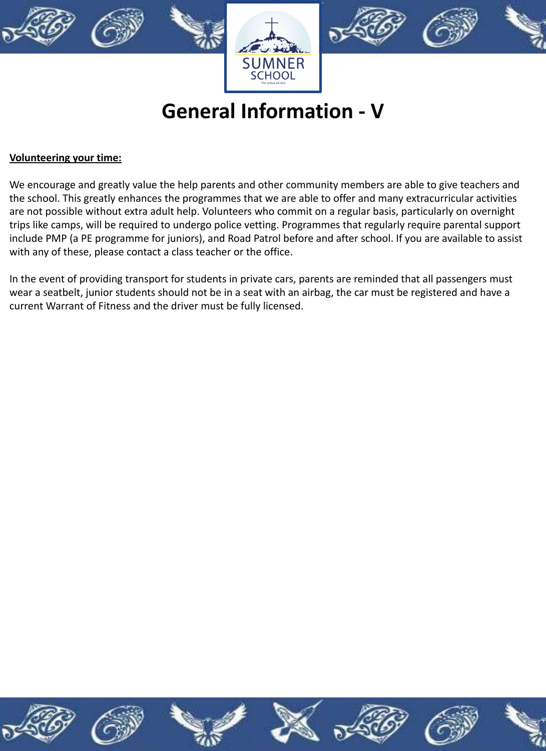# General Information - V

**Volunteering your time:**

We encourage and greatly value the help parents and other community members are able to give teachers and the school. This greatly enhances the programmes that we are able to offer and many extracurricular activities are not possible without extra adult help. Volunteers who commit on a regular basis, particularly on overnight trips like camps, will be required to undergo police vetting. Programmes that regularly require parental support include PMP (a PE programme for juniors), and Road Patrol before and after school. If you are available to assist with any of these, please contact a class teacher or the office.

In the event of providing transport for students in private cars, parents are reminded that all passengers must wear a seatbelt, junior students should not be in a seat with an airbag, the car must be registered and have a current Warrant of Fitness and the driver must be fully licensed.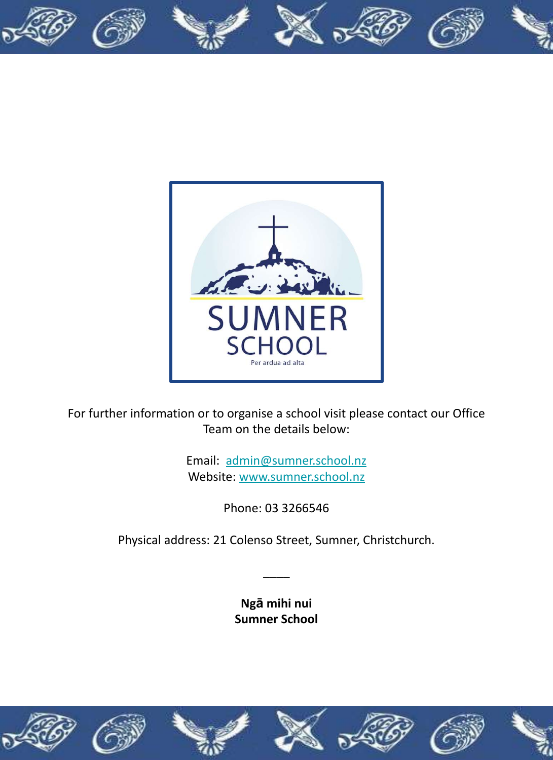SUMNER SCHOOL

Per ardua ad alta

For further information or to organise a school visit please contact our Office Team on the details below:

Email: admin@sumner.school.nz
Website: www.sumner.school.nz

Phone: 03 3266546

Physical address: 21 Colenso Street, Sumner, Christchurch.

____

**Ngā mihi nui**
**Sumner School**